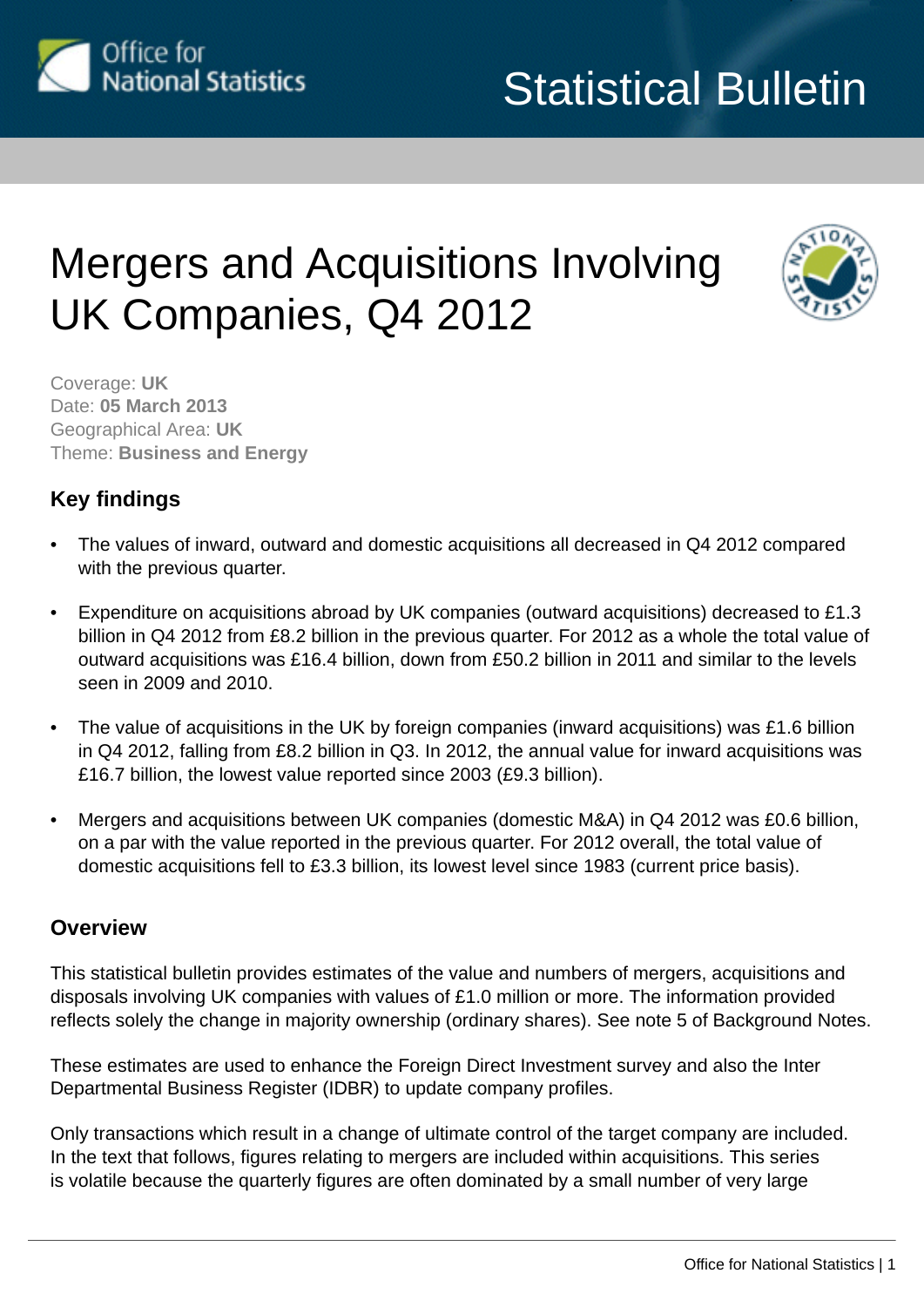Statistical Bulletin

# Mergers and Acquisitions Involving UK Companies, Q4 2012

Coverage: **UK**
Date: **05 March 2013**
Geographical Area: **UK**
Theme: **Business and Energy**

## Key findings

- The values of inward, outward and domestic acquisitions all decreased in Q4 2012 compared with the previous quarter.
- Expenditure on acquisitions abroad by UK companies (outward acquisitions) decreased to £1.3 billion in Q4 2012 from £8.2 billion in the previous quarter. For 2012 as a whole the total value of outward acquisitions was £16.4 billion, down from £50.2 billion in 2011 and similar to the levels seen in 2009 and 2010.
- The value of acquisitions in the UK by foreign companies (inward acquisitions) was £1.6 billion in Q4 2012, falling from £8.2 billion in Q3. In 2012, the annual value for inward acquisitions was £16.7 billion, the lowest value reported since 2003 (£9.3 billion).
- Mergers and acquisitions between UK companies (domestic M&A) in Q4 2012 was £0.6 billion, on a par with the value reported in the previous quarter. For 2012 overall, the total value of domestic acquisitions fell to £3.3 billion, its lowest level since 1983 (current price basis).

## Overview

This statistical bulletin provides estimates of the value and numbers of mergers, acquisitions and disposals involving UK companies with values of £1.0 million or more. The information provided reflects solely the change in majority ownership (ordinary shares). See note 5 of Background Notes.

These estimates are used to enhance the Foreign Direct Investment survey and also the Inter Departmental Business Register (IDBR) to update company profiles.

Only transactions which result in a change of ultimate control of the target company are included. In the text that follows, figures relating to mergers are included within acquisitions. This series is volatile because the quarterly figures are often dominated by a small number of very large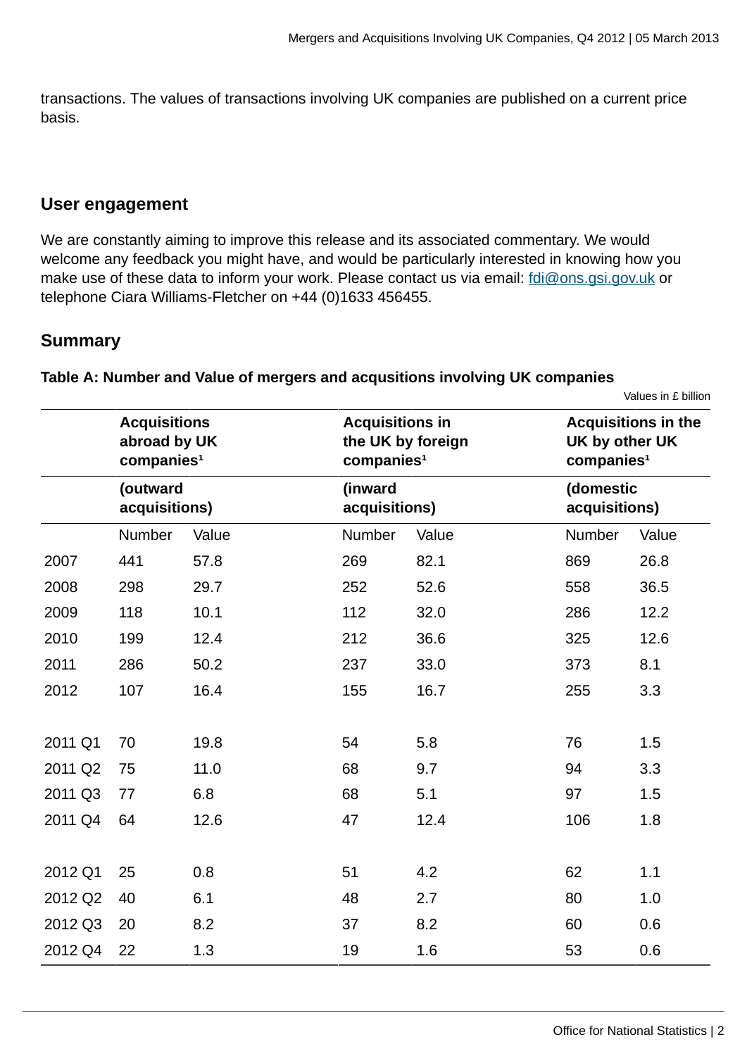transactions. The values of transactions involving UK companies are published on a current price basis.

## User engagement

We are constantly aiming to improve this release and its associated commentary. We would welcome any feedback you might have, and would be particularly interested in knowing how you make use of these data to inform your work. Please contact us via email: [fdi@ons.gsi.gov.uk](mailto:fdi@ons.gsi.gov.uk) or telephone Ciara Williams-Fletcher on +44 (0)1633 456455.

## Summary

**Table A: Number and Value of mergers and acqusitions involving UK companies**

Values in £ billion

| | Acquisitions abroad by UK companies[1] (outward acquisitions) | | Acquisitions in the UK by foreign companies[1] (inward acquisitions) | | Acquisitions in the UK by other UK companies[1] (domestic acquisitions) | |
|---|---|---|---|---|---|---|
| | Number | Value | Number | Value | Number | Value |
| 2007 | 441 | 57.8 | 269 | 82.1 | 869 | 26.8 |
| 2008 | 298 | 29.7 | 252 | 52.6 | 558 | 36.5 |
| 2009 | 118 | 10.1 | 112 | 32.0 | 286 | 12.2 |
| 2010 | 199 | 12.4 | 212 | 36.6 | 325 | 12.6 |
| 2011 | 286 | 50.2 | 237 | 33.0 | 373 | 8.1 |
| 2012 | 107 | 16.4 | 155 | 16.7 | 255 | 3.3 |
| | | | | | | |
| 2011 Q1 | 70 | 19.8 | 54 | 5.8 | 76 | 1.5 |
| 2011 Q2 | 75 | 11.0 | 68 | 9.7 | 94 | 3.3 |
| 2011 Q3 | 77 | 6.8 | 68 | 5.1 | 97 | 1.5 |
| 2011 Q4 | 64 | 12.6 | 47 | 12.4 | 106 | 1.8 |
| | | | | | | |
| 2012 Q1 | 25 | 0.8 | 51 | 4.2 | 62 | 1.1 |
| 2012 Q2 | 40 | 6.1 | 48 | 2.7 | 80 | 1.0 |
| 2012 Q3 | 20 | 8.2 | 37 | 8.2 | 60 | 0.6 |
| 2012 Q4 | 22 | 1.3 | 19 | 1.6 | 53 | 0.6 |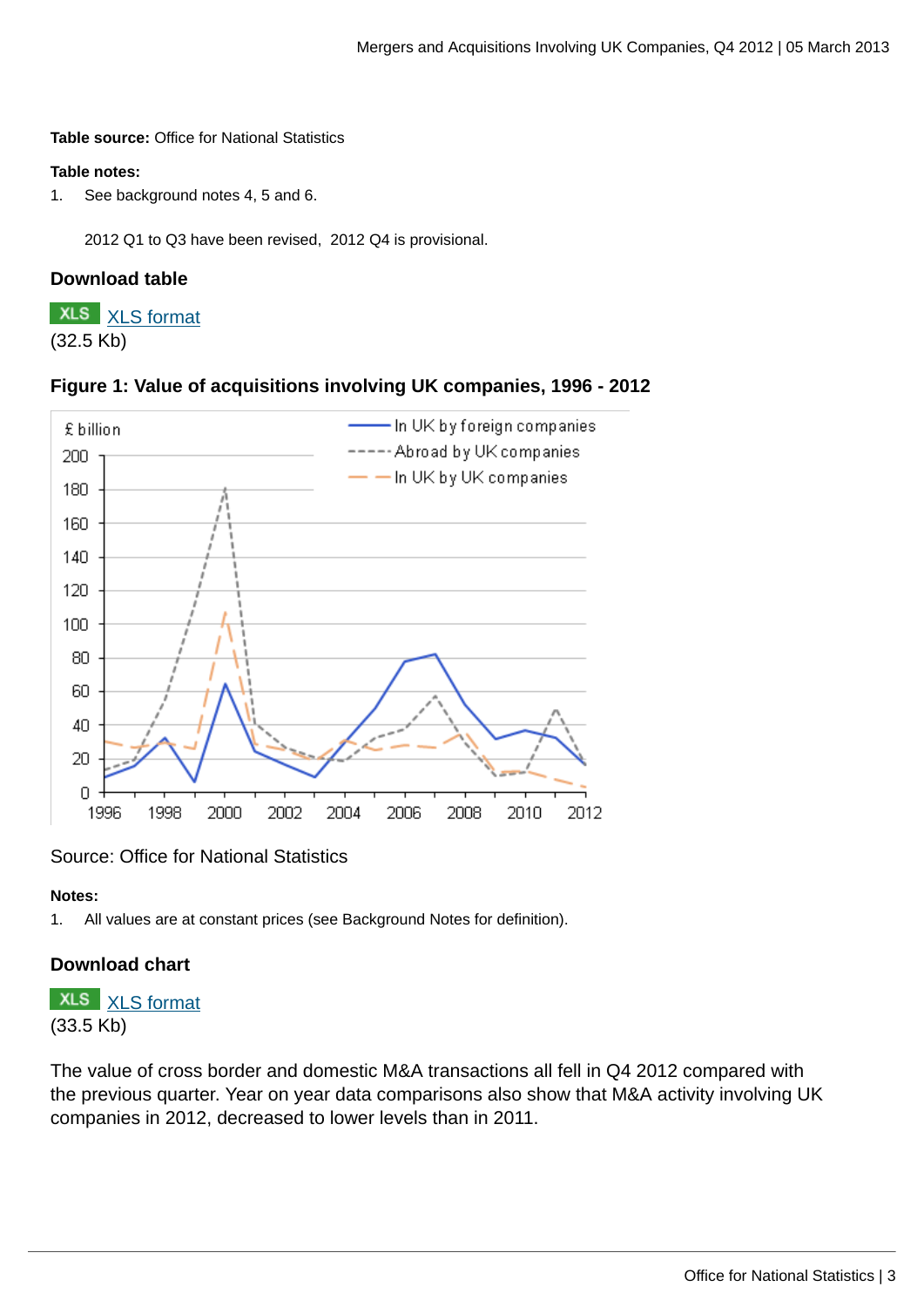**Table source:** Office for National Statistics

**Table notes:**

1. See background notes 4, 5 and 6.

   2012 Q1 to Q3 have been revised, 2012 Q4 is provisional.

### Download table

XLS [XLS format](#)
(32.5 Kb)

### Figure 1: Value of acquisitions involving UK companies, 1996 - 2012

Source: Office for National Statistics

**Notes:**

1. All values are at constant prices (see Background Notes for definition).

### Download chart

XLS [XLS format](#)
(33.5 Kb)

The value of cross border and domestic M&A transactions all fell in Q4 2012 compared with the previous quarter. Year on year data comparisons also show that M&A activity involving UK companies in 2012, decreased to lower levels than in 2011.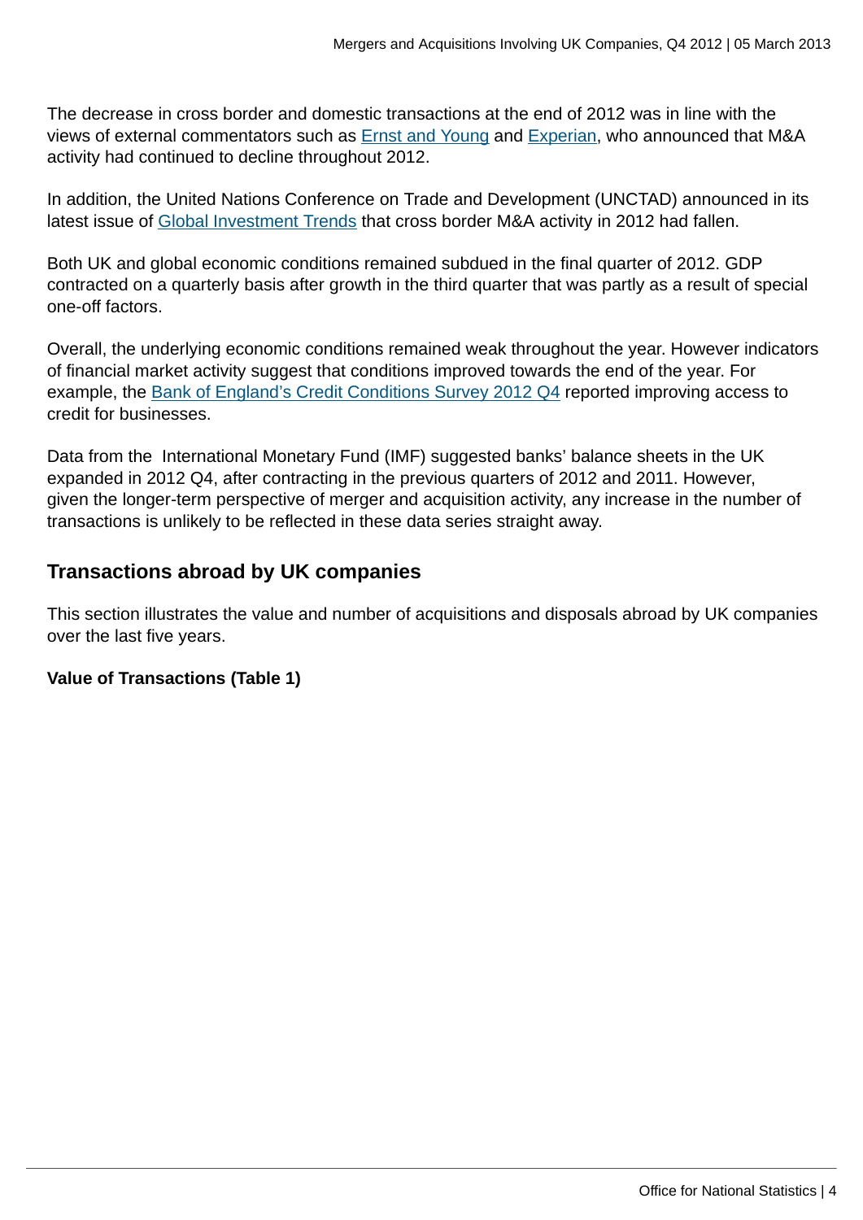The decrease in cross border and domestic transactions at the end of 2012 was in line with the views of external commentators such as Ernst and Young and Experian, who announced that M&A activity had continued to decline throughout 2012.

In addition, the United Nations Conference on Trade and Development (UNCTAD) announced in its latest issue of Global Investment Trends that cross border M&A activity in 2012 had fallen.

Both UK and global economic conditions remained subdued in the final quarter of 2012. GDP contracted on a quarterly basis after growth in the third quarter that was partly as a result of special one-off factors.

Overall, the underlying economic conditions remained weak throughout the year. However indicators of financial market activity suggest that conditions improved towards the end of the year. For example, the Bank of England's Credit Conditions Survey 2012 Q4 reported improving access to credit for businesses.

Data from the International Monetary Fund (IMF) suggested banks' balance sheets in the UK expanded in 2012 Q4, after contracting in the previous quarters of 2012 and 2011. However, given the longer-term perspective of merger and acquisition activity, any increase in the number of transactions is unlikely to be reflected in these data series straight away.

## Transactions abroad by UK companies

This section illustrates the value and number of acquisitions and disposals abroad by UK companies over the last five years.

**Value of Transactions (Table 1)**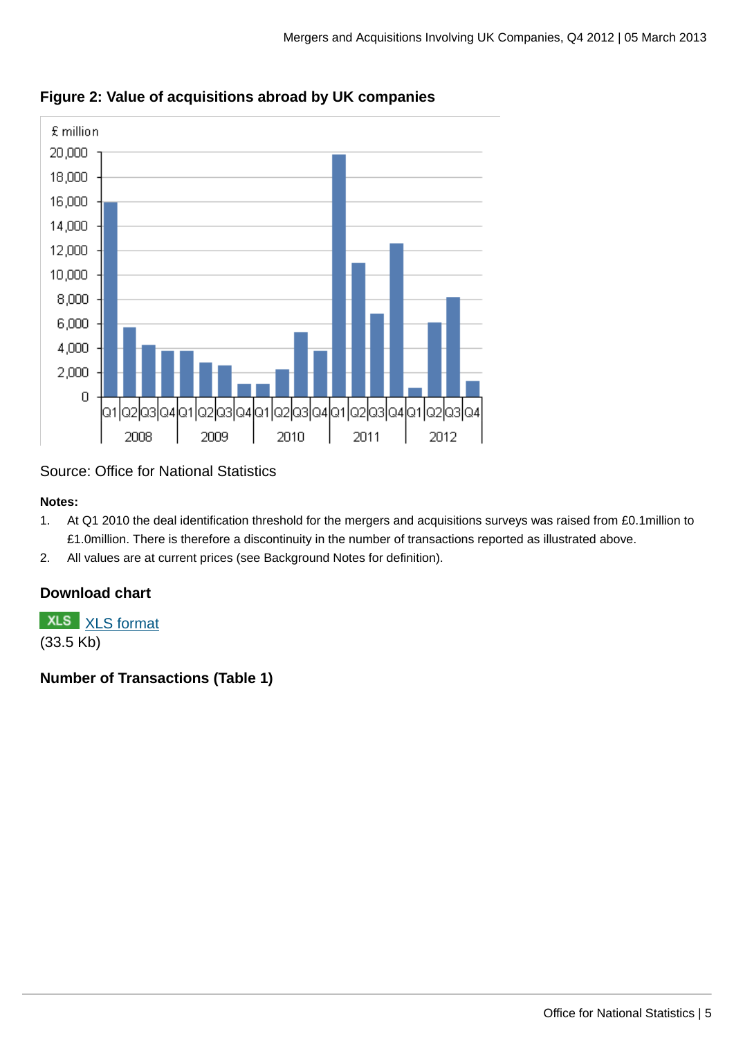## Figure 2: Value of acquisitions abroad by UK companies

Source: Office for National Statistics

**Notes:**

1. At Q1 2010 the deal identification threshold for the mergers and acquisitions surveys was raised from £0.1million to £1.0million. There is therefore a discontinuity in the number of transactions reported as illustrated above.
2. All values are at current prices (see Background Notes for definition).

### Download chart

XLS XLS format
(33.5 Kb)

### Number of Transactions (Table 1)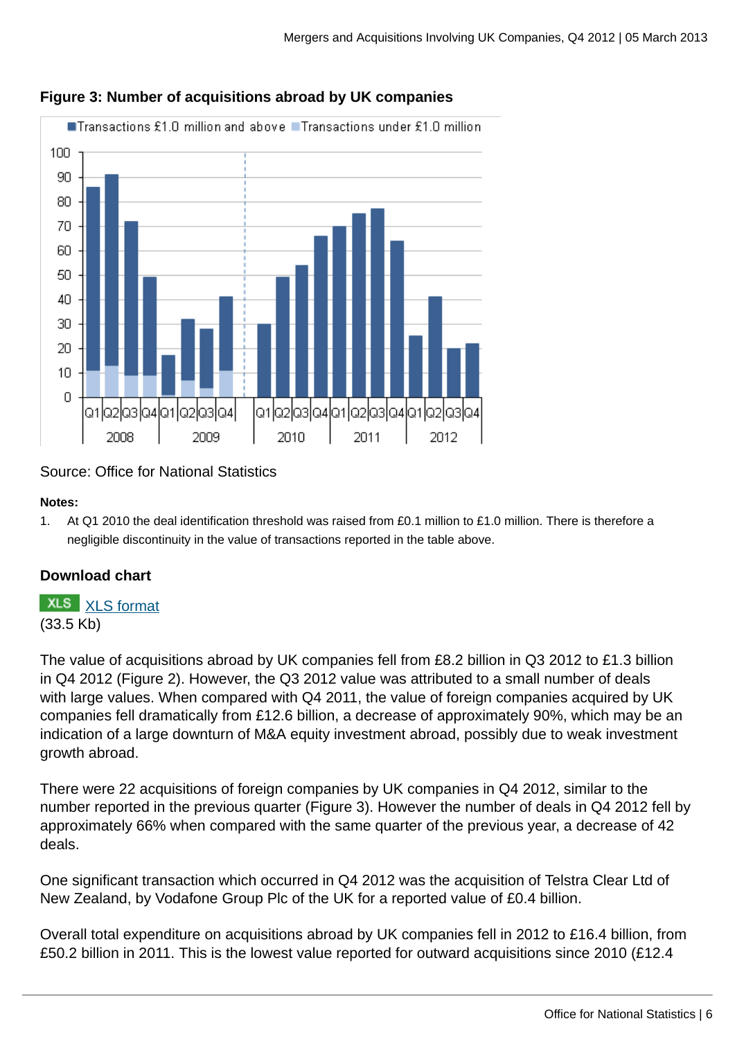### Figure 3: Number of acquisitions abroad by UK companies

Source: Office for National Statistics

**Notes:**

1. At Q1 2010 the deal identification threshold was raised from £0.1 million to £1.0 million. There is therefore a negligible discontinuity in the value of transactions reported in the table above.

**Download chart**

XLS [XLS format](#)
(33.5 Kb)

The value of acquisitions abroad by UK companies fell from £8.2 billion in Q3 2012 to £1.3 billion in Q4 2012 (Figure 2). However, the Q3 2012 value was attributed to a small number of deals with large values. When compared with Q4 2011, the value of foreign companies acquired by UK companies fell dramatically from £12.6 billion, a decrease of approximately 90%, which may be an indication of a large downturn of M&A equity investment abroad, possibly due to weak investment growth abroad.

There were 22 acquisitions of foreign companies by UK companies in Q4 2012, similar to the number reported in the previous quarter (Figure 3). However the number of deals in Q4 2012 fell by approximately 66% when compared with the same quarter of the previous year, a decrease of 42 deals.

One significant transaction which occurred in Q4 2012 was the acquisition of Telstra Clear Ltd of New Zealand, by Vodafone Group Plc of the UK for a reported value of £0.4 billion.

Overall total expenditure on acquisitions abroad by UK companies fell in 2012 to £16.4 billion, from £50.2 billion in 2011. This is the lowest value reported for outward acquisitions since 2010 (£12.4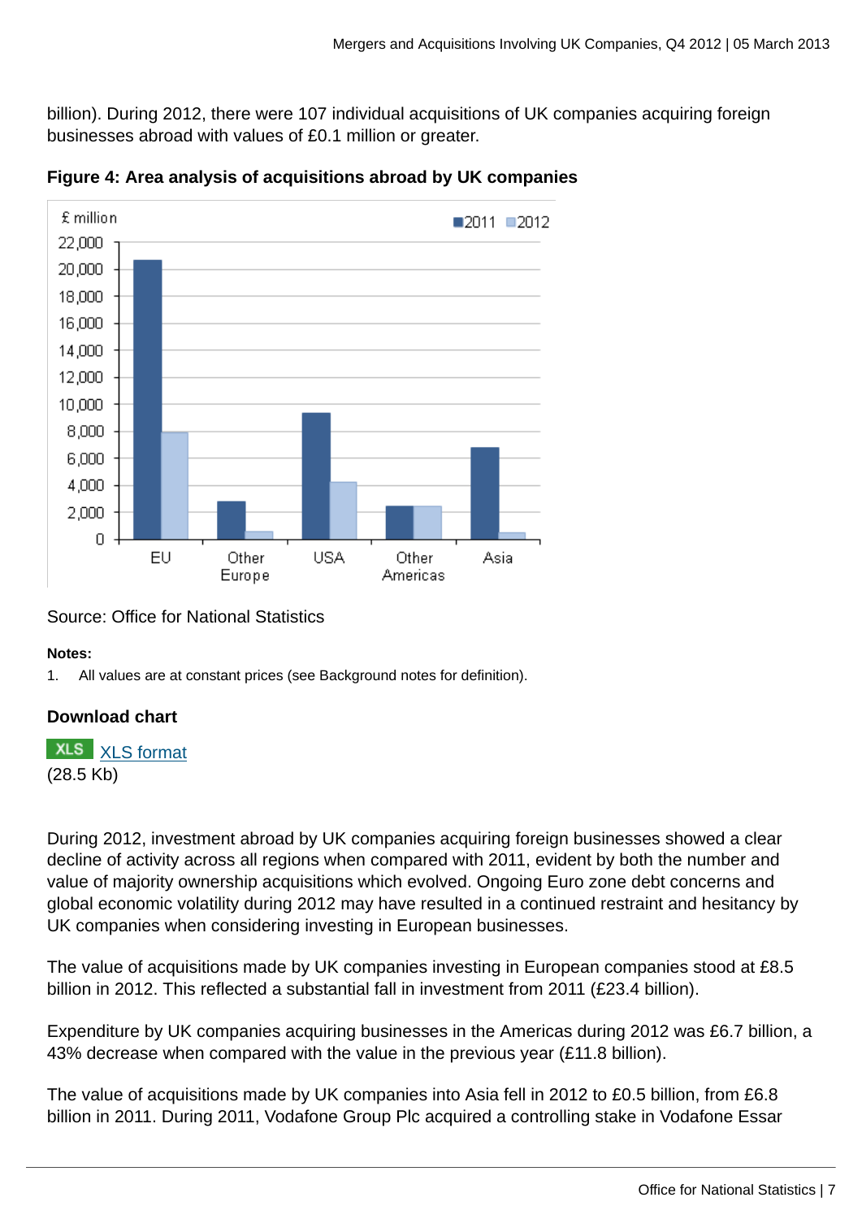billion). During 2012, there were 107 individual acquisitions of UK companies acquiring foreign businesses abroad with values of £0.1 million or greater.

**Figure 4: Area analysis of acquisitions abroad by UK companies**

Source: Office for National Statistics

**Notes:**

1. All values are at constant prices (see Background notes for definition).

**Download chart**

XLS [XLS format](#)
(28.5 Kb)

During 2012, investment abroad by UK companies acquiring foreign businesses showed a clear decline of activity across all regions when compared with 2011, evident by both the number and value of majority ownership acquisitions which evolved. Ongoing Euro zone debt concerns and global economic volatility during 2012 may have resulted in a continued restraint and hesitancy by UK companies when considering investing in European businesses.

The value of acquisitions made by UK companies investing in European companies stood at £8.5 billion in 2012. This reflected a substantial fall in investment from 2011 (£23.4 billion).

Expenditure by UK companies acquiring businesses in the Americas during 2012 was £6.7 billion, a 43% decrease when compared with the value in the previous year (£11.8 billion).

The value of acquisitions made by UK companies into Asia fell in 2012 to £0.5 billion, from £6.8 billion in 2011. During 2011, Vodafone Group Plc acquired a controlling stake in Vodafone Essar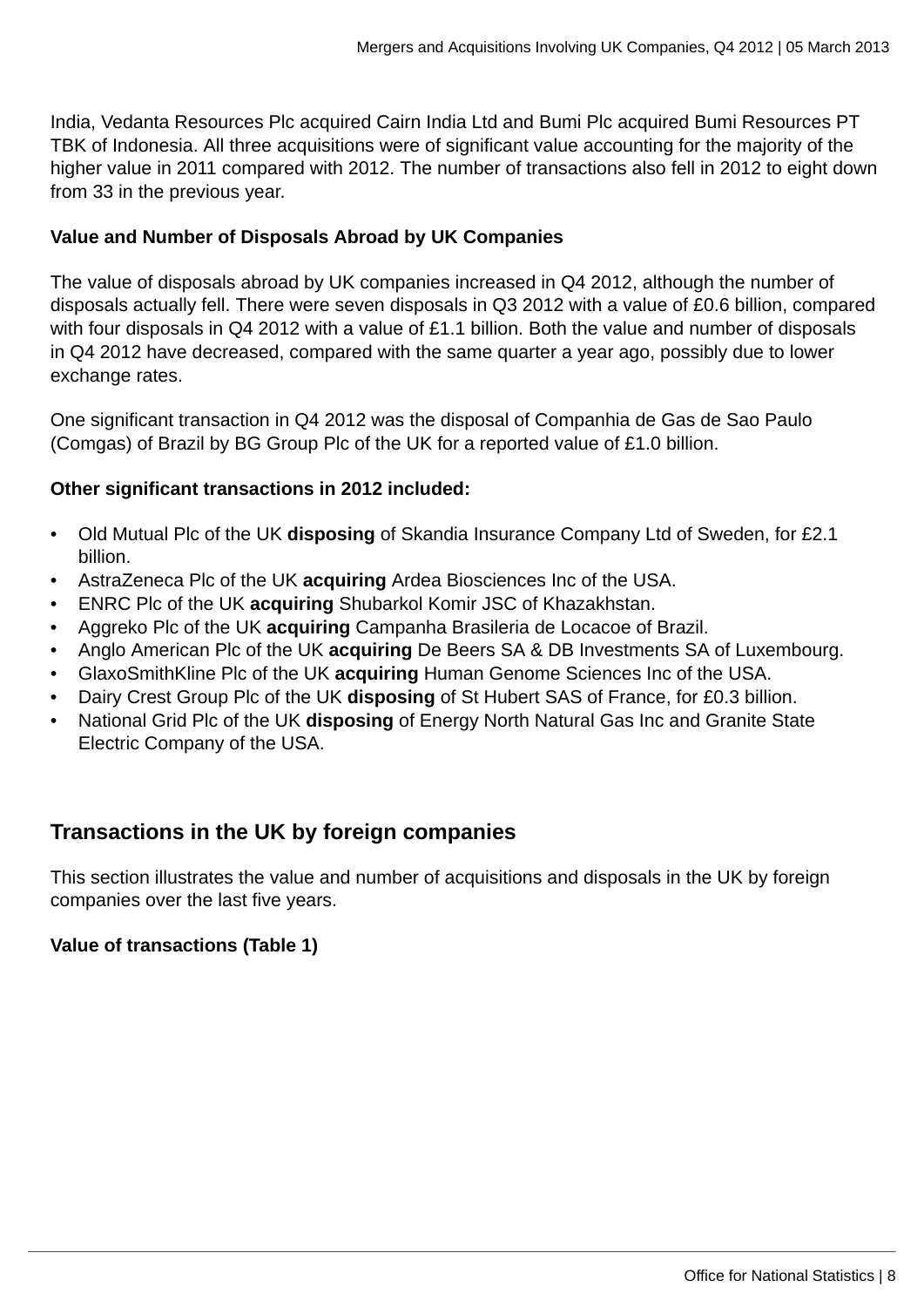India, Vedanta Resources Plc acquired Cairn India Ltd and Bumi Plc acquired Bumi Resources PT TBK of Indonesia. All three acquisitions were of significant value accounting for the majority of the higher value in 2011 compared with 2012. The number of transactions also fell in 2012 to eight down from 33 in the previous year.

**Value and Number of Disposals Abroad by UK Companies**

The value of disposals abroad by UK companies increased in Q4 2012, although the number of disposals actually fell. There were seven disposals in Q3 2012 with a value of £0.6 billion, compared with four disposals in Q4 2012 with a value of £1.1 billion. Both the value and number of disposals in Q4 2012 have decreased, compared with the same quarter a year ago, possibly due to lower exchange rates.

One significant transaction in Q4 2012 was the disposal of Companhia de Gas de Sao Paulo (Comgas) of Brazil by BG Group Plc of the UK for a reported value of £1.0 billion.

**Other significant transactions in 2012 included:**

- Old Mutual Plc of the UK **disposing** of Skandia Insurance Company Ltd of Sweden, for £2.1 billion.
- AstraZeneca Plc of the UK **acquiring** Ardea Biosciences Inc of the USA.
- ENRC Plc of the UK **acquiring** Shubarkol Komir JSC of Khazakhstan.
- Aggreko Plc of the UK **acquiring** Campanha Brasileria de Locacoe of Brazil.
- Anglo American Plc of the UK **acquiring** De Beers SA & DB Investments SA of Luxembourg.
- GlaxoSmithKline Plc of the UK **acquiring** Human Genome Sciences Inc of the USA.
- Dairy Crest Group Plc of the UK **disposing** of St Hubert SAS of France, for £0.3 billion.
- National Grid Plc of the UK **disposing** of Energy North Natural Gas Inc and Granite State Electric Company of the USA.

## Transactions in the UK by foreign companies

This section illustrates the value and number of acquisitions and disposals in the UK by foreign companies over the last five years.

**Value of transactions (Table 1)**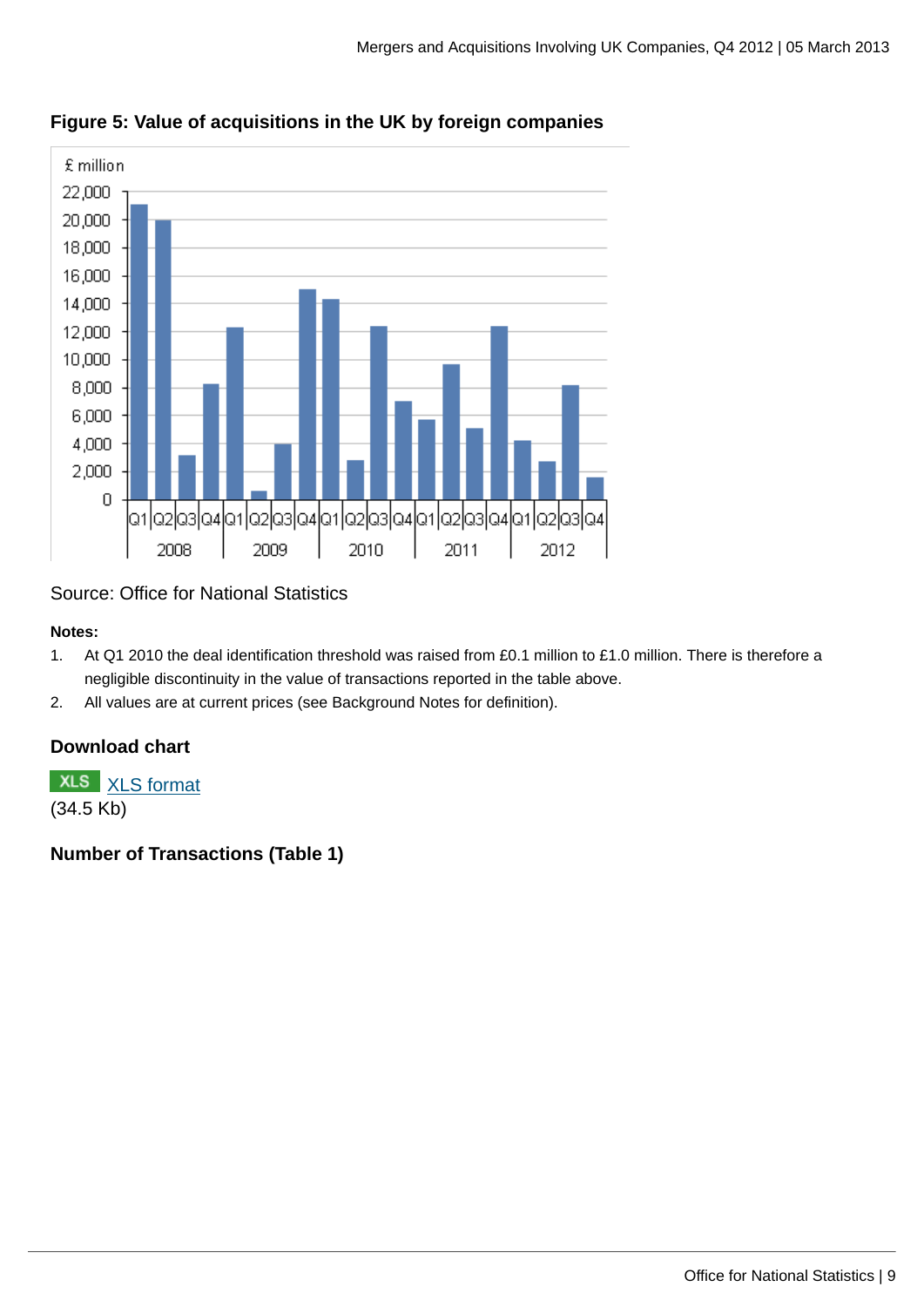## Figure 5: Value of acquisitions in the UK by foreign companies

Source: Office for National Statistics

**Notes:**

1. At Q1 2010 the deal identification threshold was raised from £0.1 million to £1.0 million. There is therefore a negligible discontinuity in the value of transactions reported in the table above.
2. All values are at current prices (see Background Notes for definition).

### Download chart

XLS XLS format
(34.5 Kb)

### Number of Transactions (Table 1)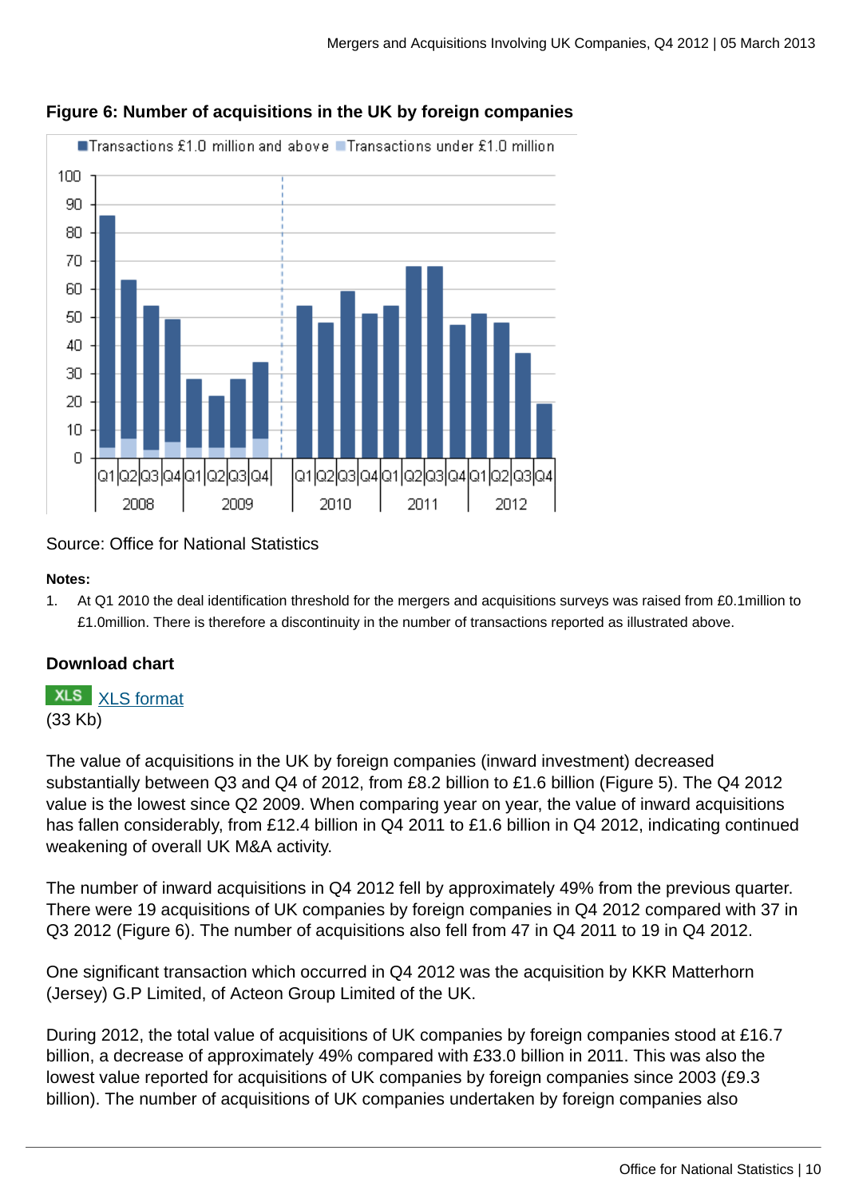**Figure 6: Number of acquisitions in the UK by foreign companies**

Source: Office for National Statistics

**Notes:**

1. At Q1 2010 the deal identification threshold for the mergers and acquisitions surveys was raised from £0.1million to £1.0million. There is therefore a discontinuity in the number of transactions reported as illustrated above.

**Download chart**

XLS [XLS format](#)
(33 Kb)

The value of acquisitions in the UK by foreign companies (inward investment) decreased substantially between Q3 and Q4 of 2012, from £8.2 billion to £1.6 billion (Figure 5). The Q4 2012 value is the lowest since Q2 2009. When comparing year on year, the value of inward acquisitions has fallen considerably, from £12.4 billion in Q4 2011 to £1.6 billion in Q4 2012, indicating continued weakening of overall UK M&A activity.

The number of inward acquisitions in Q4 2012 fell by approximately 49% from the previous quarter. There were 19 acquisitions of UK companies by foreign companies in Q4 2012 compared with 37 in Q3 2012 (Figure 6). The number of acquisitions also fell from 47 in Q4 2011 to 19 in Q4 2012.

One significant transaction which occurred in Q4 2012 was the acquisition by KKR Matterhorn (Jersey) G.P Limited, of Acteon Group Limited of the UK.

During 2012, the total value of acquisitions of UK companies by foreign companies stood at £16.7 billion, a decrease of approximately 49% compared with £33.0 billion in 2011. This was also the lowest value reported for acquisitions of UK companies by foreign companies since 2003 (£9.3 billion). The number of acquisitions of UK companies undertaken by foreign companies also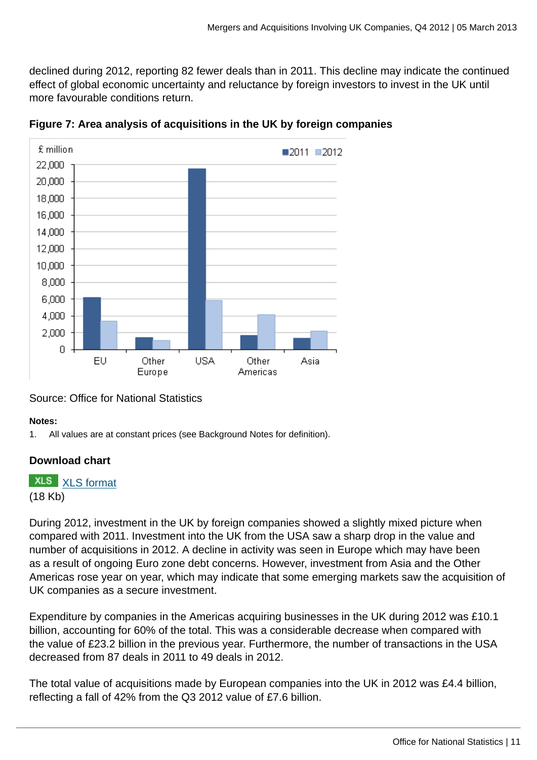declined during 2012, reporting 82 fewer deals than in 2011. This decline may indicate the continued effect of global economic uncertainty and reluctance by foreign investors to invest in the UK until more favourable conditions return.

**Figure 7: Area analysis of acquisitions in the UK by foreign companies**

Source: Office for National Statistics

**Notes:**

1. All values are at constant prices (see Background Notes for definition).

**Download chart**

XLS [XLS format](#)
(18 Kb)

During 2012, investment in the UK by foreign companies showed a slightly mixed picture when compared with 2011. Investment into the UK from the USA saw a sharp drop in the value and number of acquisitions in 2012. A decline in activity was seen in Europe which may have been as a result of ongoing Euro zone debt concerns. However, investment from Asia and the Other Americas rose year on year, which may indicate that some emerging markets saw the acquisition of UK companies as a secure investment.

Expenditure by companies in the Americas acquiring businesses in the UK during 2012 was £10.1 billion, accounting for 60% of the total. This was a considerable decrease when compared with the value of £23.2 billion in the previous year. Furthermore, the number of transactions in the USA decreased from 87 deals in 2011 to 49 deals in 2012.

The total value of acquisitions made by European companies into the UK in 2012 was £4.4 billion, reflecting a fall of 42% from the Q3 2012 value of £7.6 billion.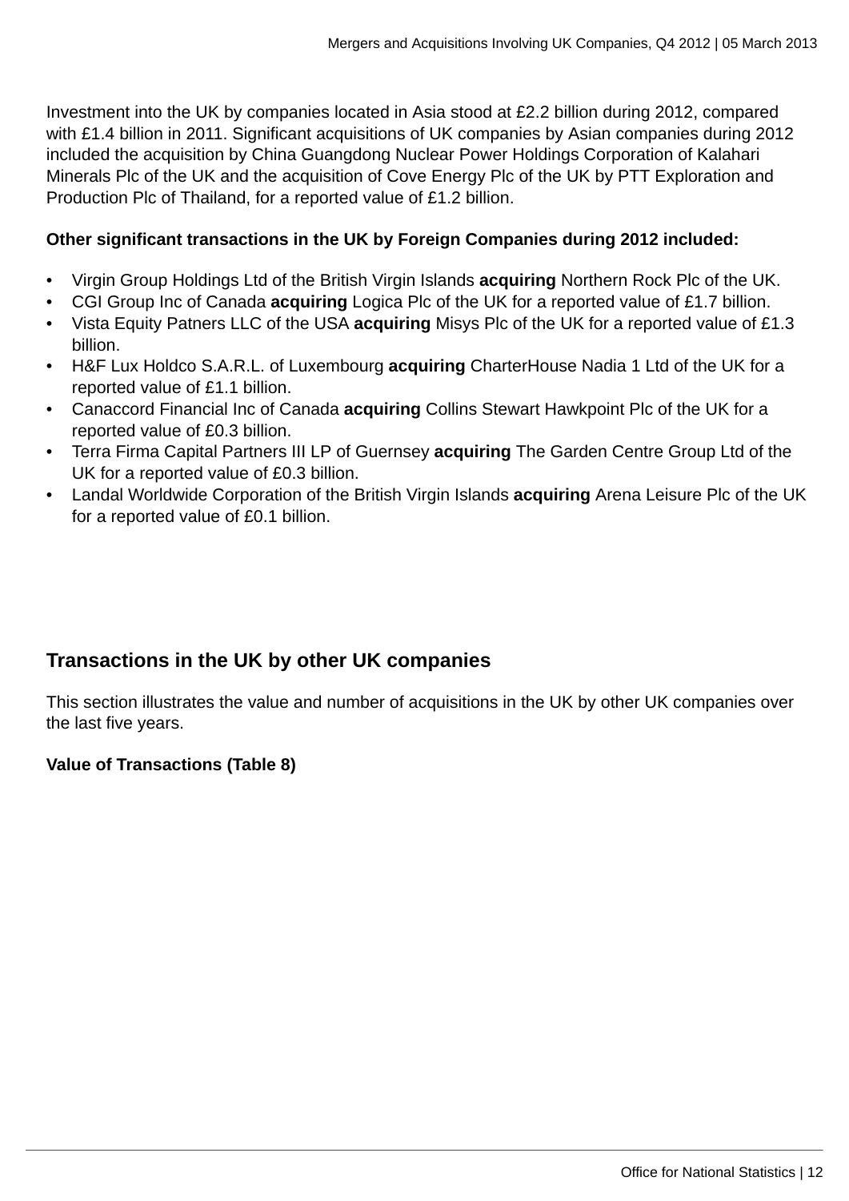Investment into the UK by companies located in Asia stood at £2.2 billion during 2012, compared with £1.4 billion in 2011. Significant acquisitions of UK companies by Asian companies during 2012 included the acquisition by China Guangdong Nuclear Power Holdings Corporation of Kalahari Minerals Plc of the UK and the acquisition of Cove Energy Plc of the UK by PTT Exploration and Production Plc of Thailand, for a reported value of £1.2 billion.

**Other significant transactions in the UK by Foreign Companies during 2012 included:**

- Virgin Group Holdings Ltd of the British Virgin Islands **acquiring** Northern Rock Plc of the UK.
- CGI Group Inc of Canada **acquiring** Logica Plc of the UK for a reported value of £1.7 billion.
- Vista Equity Patners LLC of the USA **acquiring** Misys Plc of the UK for a reported value of £1.3 billion.
- H&F Lux Holdco S.A.R.L. of Luxembourg **acquiring** CharterHouse Nadia 1 Ltd of the UK for a reported value of £1.1 billion.
- Canaccord Financial Inc of Canada **acquiring** Collins Stewart Hawkpoint Plc of the UK for a reported value of £0.3 billion.
- Terra Firma Capital Partners III LP of Guernsey **acquiring** The Garden Centre Group Ltd of the UK for a reported value of £0.3 billion.
- Landal Worldwide Corporation of the British Virgin Islands **acquiring** Arena Leisure Plc of the UK for a reported value of £0.1 billion.

## Transactions in the UK by other UK companies

This section illustrates the value and number of acquisitions in the UK by other UK companies over the last five years.

**Value of Transactions (Table 8)**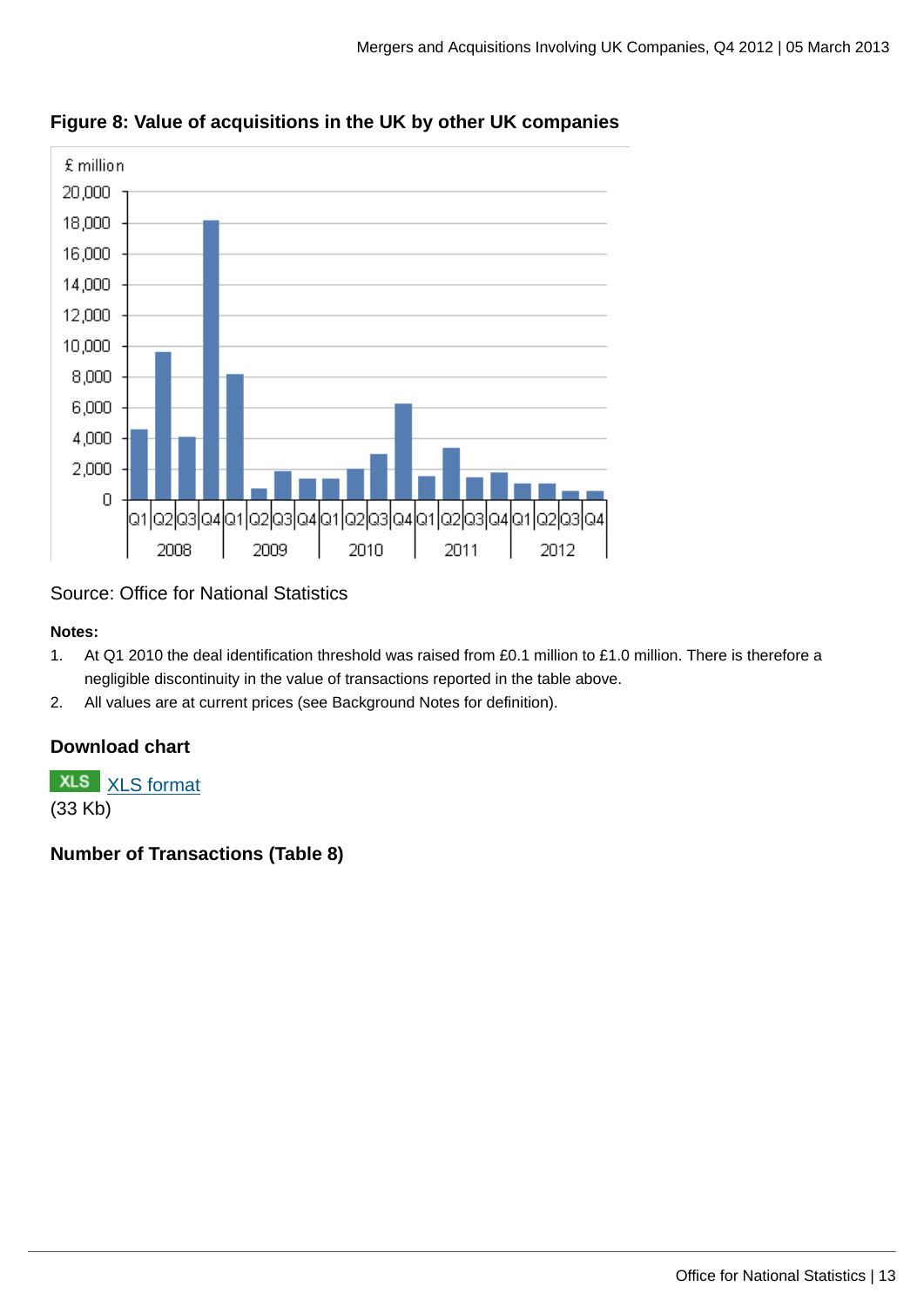## Figure 8: Value of acquisitions in the UK by other UK companies

Source: Office for National Statistics

**Notes:**

1. At Q1 2010 the deal identification threshold was raised from £0.1 million to £1.0 million. There is therefore a negligible discontinuity in the value of transactions reported in the table above.
2. All values are at current prices (see Background Notes for definition).

### Download chart

XLS XLS format
(33 Kb)

### Number of Transactions (Table 8)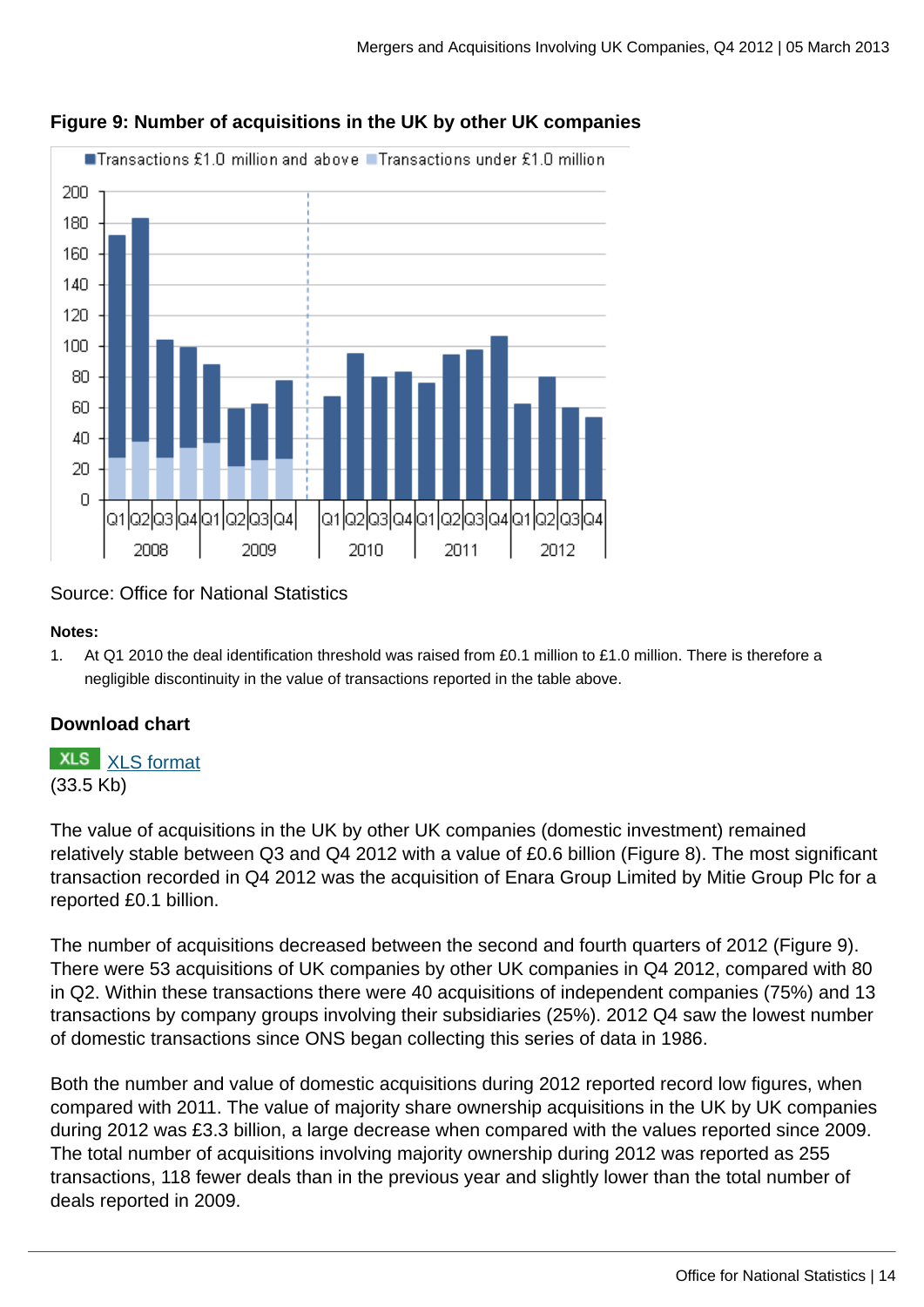**Figure 9: Number of acquisitions in the UK by other UK companies**

Source: Office for National Statistics

**Notes:**

1. At Q1 2010 the deal identification threshold was raised from £0.1 million to £1.0 million. There is therefore a negligible discontinuity in the value of transactions reported in the table above.

**Download chart**

XLS [XLS format](XLS format)
(33.5 Kb)

The value of acquisitions in the UK by other UK companies (domestic investment) remained relatively stable between Q3 and Q4 2012 with a value of £0.6 billion (Figure 8). The most significant transaction recorded in Q4 2012 was the acquisition of Enara Group Limited by Mitie Group Plc for a reported £0.1 billion.

The number of acquisitions decreased between the second and fourth quarters of 2012 (Figure 9). There were 53 acquisitions of UK companies by other UK companies in Q4 2012, compared with 80 in Q2. Within these transactions there were 40 acquisitions of independent companies (75%) and 13 transactions by company groups involving their subsidiaries (25%). 2012 Q4 saw the lowest number of domestic transactions since ONS began collecting this series of data in 1986.

Both the number and value of domestic acquisitions during 2012 reported record low figures, when compared with 2011. The value of majority share ownership acquisitions in the UK by UK companies during 2012 was £3.3 billion, a large decrease when compared with the values reported since 2009. The total number of acquisitions involving majority ownership during 2012 was reported as 255 transactions, 118 fewer deals than in the previous year and slightly lower than the total number of deals reported in 2009.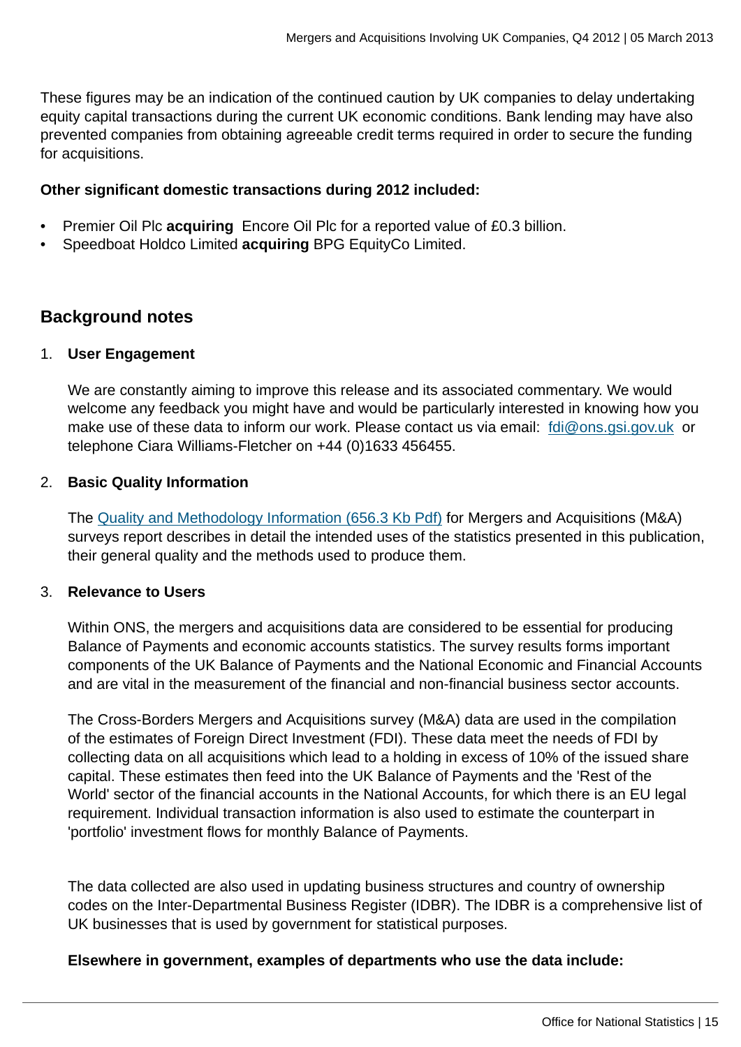These figures may be an indication of the continued caution by UK companies to delay undertaking equity capital transactions during the current UK economic conditions. Bank lending may have also prevented companies from obtaining agreeable credit terms required in order to secure the funding for acquisitions.

**Other significant domestic transactions during 2012 included:**

- Premier Oil Plc **acquiring** Encore Oil Plc for a reported value of £0.3 billion.
- Speedboat Holdco Limited **acquiring** BPG EquityCo Limited.

## Background notes

1. **User Engagement**

   We are constantly aiming to improve this release and its associated commentary. We would welcome any feedback you might have and would be particularly interested in knowing how you make use of these data to inform our work. Please contact us via email: fdi@ons.gsi.gov.uk or telephone Ciara Williams-Fletcher on +44 (0)1633 456455.

2. **Basic Quality Information**

   The Quality and Methodology Information (656.3 Kb Pdf) for Mergers and Acquisitions (M&A) surveys report describes in detail the intended uses of the statistics presented in this publication, their general quality and the methods used to produce them.

3. **Relevance to Users**

   Within ONS, the mergers and acquisitions data are considered to be essential for producing Balance of Payments and economic accounts statistics. The survey results forms important components of the UK Balance of Payments and the National Economic and Financial Accounts and are vital in the measurement of the financial and non-financial business sector accounts.

   The Cross-Borders Mergers and Acquisitions survey (M&A) data are used in the compilation of the estimates of Foreign Direct Investment (FDI). These data meet the needs of FDI by collecting data on all acquisitions which lead to a holding in excess of 10% of the issued share capital. These estimates then feed into the UK Balance of Payments and the 'Rest of the World' sector of the financial accounts in the National Accounts, for which there is an EU legal requirement. Individual transaction information is also used to estimate the counterpart in 'portfolio' investment flows for monthly Balance of Payments.

   The data collected are also used in updating business structures and country of ownership codes on the Inter-Departmental Business Register (IDBR). The IDBR is a comprehensive list of UK businesses that is used by government for statistical purposes.

   **Elsewhere in government, examples of departments who use the data include:**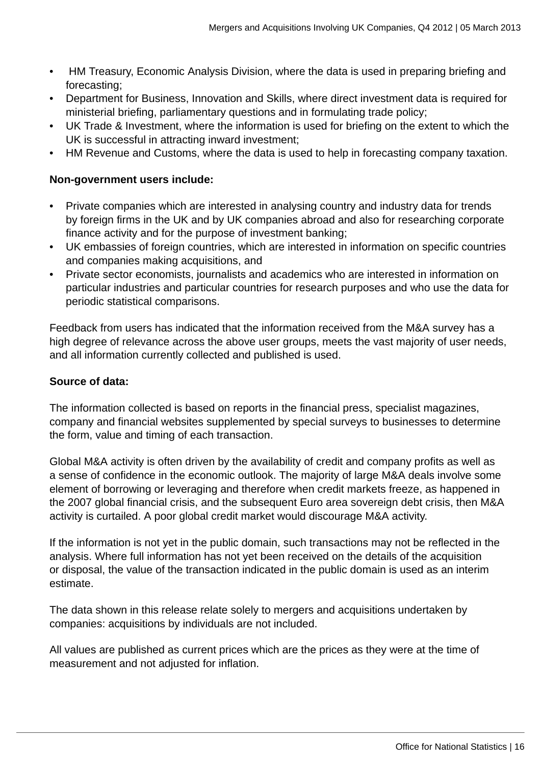- HM Treasury, Economic Analysis Division, where the data is used in preparing briefing and forecasting;
- Department for Business, Innovation and Skills, where direct investment data is required for ministerial briefing, parliamentary questions and in formulating trade policy;
- UK Trade & Investment, where the information is used for briefing on the extent to which the UK is successful in attracting inward investment;
- HM Revenue and Customs, where the data is used to help in forecasting company taxation.

**Non-government users include:**

- Private companies which are interested in analysing country and industry data for trends by foreign firms in the UK and by UK companies abroad and also for researching corporate finance activity and for the purpose of investment banking;
- UK embassies of foreign countries, which are interested in information on specific countries and companies making acquisitions, and
- Private sector economists, journalists and academics who are interested in information on particular industries and particular countries for research purposes and who use the data for periodic statistical comparisons.

Feedback from users has indicated that the information received from the M&A survey has a high degree of relevance across the above user groups, meets the vast majority of user needs, and all information currently collected and published is used.

**Source of data:**

The information collected is based on reports in the financial press, specialist magazines, company and financial websites supplemented by special surveys to businesses to determine the form, value and timing of each transaction.

Global M&A activity is often driven by the availability of credit and company profits as well as a sense of confidence in the economic outlook. The majority of large M&A deals involve some element of borrowing or leveraging and therefore when credit markets freeze, as happened in the 2007 global financial crisis, and the subsequent Euro area sovereign debt crisis, then M&A activity is curtailed. A poor global credit market would discourage M&A activity.

If the information is not yet in the public domain, such transactions may not be reflected in the analysis. Where full information has not yet been received on the details of the acquisition or disposal, the value of the transaction indicated in the public domain is used as an interim estimate.

The data shown in this release relate solely to mergers and acquisitions undertaken by companies: acquisitions by individuals are not included.

All values are published as current prices which are the prices as they were at the time of measurement and not adjusted for inflation.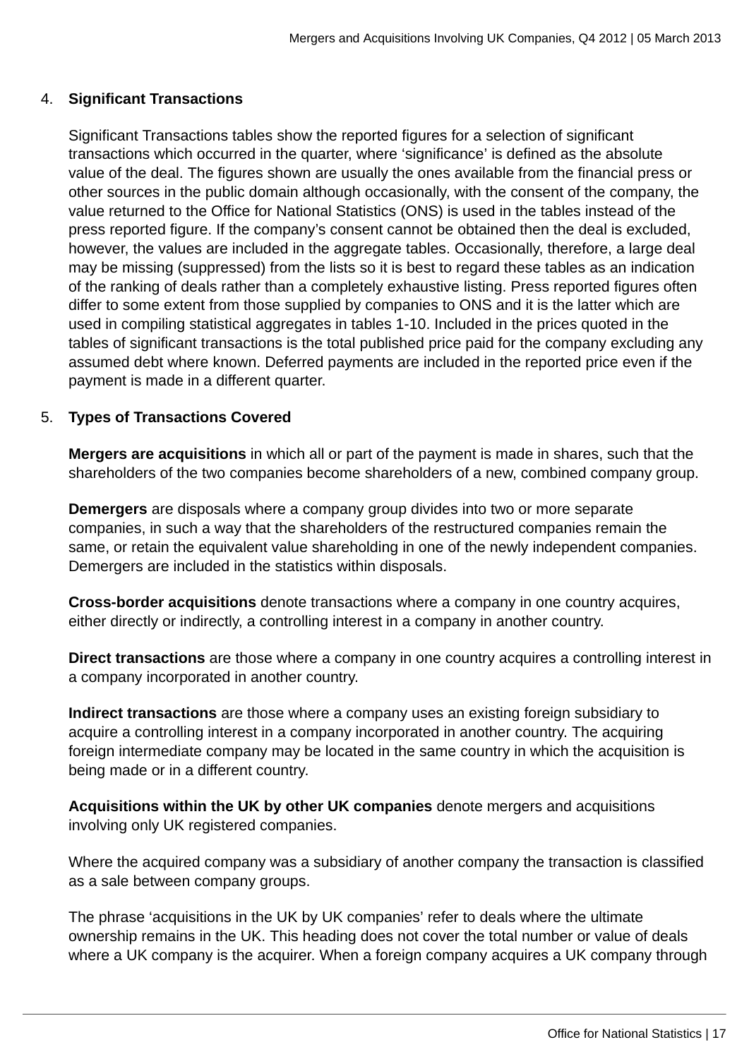4. **Significant Transactions**

   Significant Transactions tables show the reported figures for a selection of significant transactions which occurred in the quarter, where 'significance' is defined as the absolute value of the deal. The figures shown are usually the ones available from the financial press or other sources in the public domain although occasionally, with the consent of the company, the value returned to the Office for National Statistics (ONS) is used in the tables instead of the press reported figure. If the company's consent cannot be obtained then the deal is excluded, however, the values are included in the aggregate tables. Occasionally, therefore, a large deal may be missing (suppressed) from the lists so it is best to regard these tables as an indication of the ranking of deals rather than a completely exhaustive listing. Press reported figures often differ to some extent from those supplied by companies to ONS and it is the latter which are used in compiling statistical aggregates in tables 1-10. Included in the prices quoted in the tables of significant transactions is the total published price paid for the company excluding any assumed debt where known. Deferred payments are included in the reported price even if the payment is made in a different quarter.

5. **Types of Transactions Covered**

   **Mergers are acquisitions** in which all or part of the payment is made in shares, such that the shareholders of the two companies become shareholders of a new, combined company group.

   **Demergers** are disposals where a company group divides into two or more separate companies, in such a way that the shareholders of the restructured companies remain the same, or retain the equivalent value shareholding in one of the newly independent companies. Demergers are included in the statistics within disposals.

   **Cross-border acquisitions** denote transactions where a company in one country acquires, either directly or indirectly, a controlling interest in a company in another country.

   **Direct transactions** are those where a company in one country acquires a controlling interest in a company incorporated in another country.

   **Indirect transactions** are those where a company uses an existing foreign subsidiary to acquire a controlling interest in a company incorporated in another country. The acquiring foreign intermediate company may be located in the same country in which the acquisition is being made or in a different country.

   **Acquisitions within the UK by other UK companies** denote mergers and acquisitions involving only UK registered companies.

   Where the acquired company was a subsidiary of another company the transaction is classified as a sale between company groups.

   The phrase 'acquisitions in the UK by UK companies' refer to deals where the ultimate ownership remains in the UK. This heading does not cover the total number or value of deals where a UK company is the acquirer. When a foreign company acquires a UK company through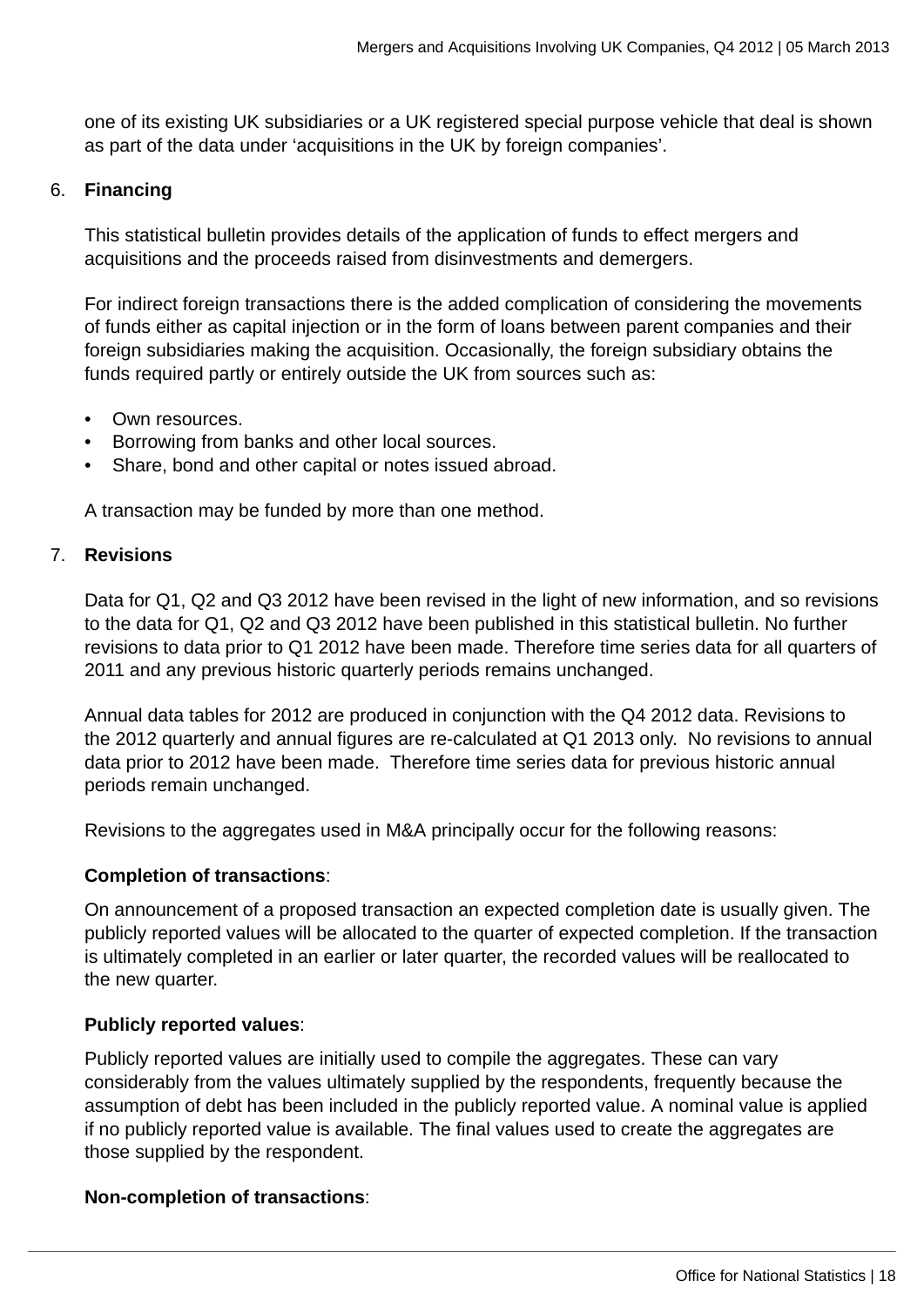one of its existing UK subsidiaries or a UK registered special purpose vehicle that deal is shown as part of the data under 'acquisitions in the UK by foreign companies'.

6. **Financing**

   This statistical bulletin provides details of the application of funds to effect mergers and acquisitions and the proceeds raised from disinvestments and demergers.

   For indirect foreign transactions there is the added complication of considering the movements of funds either as capital injection or in the form of loans between parent companies and their foreign subsidiaries making the acquisition. Occasionally, the foreign subsidiary obtains the funds required partly or entirely outside the UK from sources such as:

   - Own resources.
   - Borrowing from banks and other local sources.
   - Share, bond and other capital or notes issued abroad.

   A transaction may be funded by more than one method.

7. **Revisions**

   Data for Q1, Q2 and Q3 2012 have been revised in the light of new information, and so revisions to the data for Q1, Q2 and Q3 2012 have been published in this statistical bulletin. No further revisions to data prior to Q1 2012 have been made. Therefore time series data for all quarters of 2011 and any previous historic quarterly periods remains unchanged.

   Annual data tables for 2012 are produced in conjunction with the Q4 2012 data. Revisions to the 2012 quarterly and annual figures are re-calculated at Q1 2013 only. No revisions to annual data prior to 2012 have been made. Therefore time series data for previous historic annual periods remain unchanged.

   Revisions to the aggregates used in M&A principally occur for the following reasons:

   **Completion of transactions**:

   On announcement of a proposed transaction an expected completion date is usually given. The publicly reported values will be allocated to the quarter of expected completion. If the transaction is ultimately completed in an earlier or later quarter, the recorded values will be reallocated to the new quarter.

   **Publicly reported values**:

   Publicly reported values are initially used to compile the aggregates. These can vary considerably from the values ultimately supplied by the respondents, frequently because the assumption of debt has been included in the publicly reported value. A nominal value is applied if no publicly reported value is available. The final values used to create the aggregates are those supplied by the respondent.

   **Non-completion of transactions**: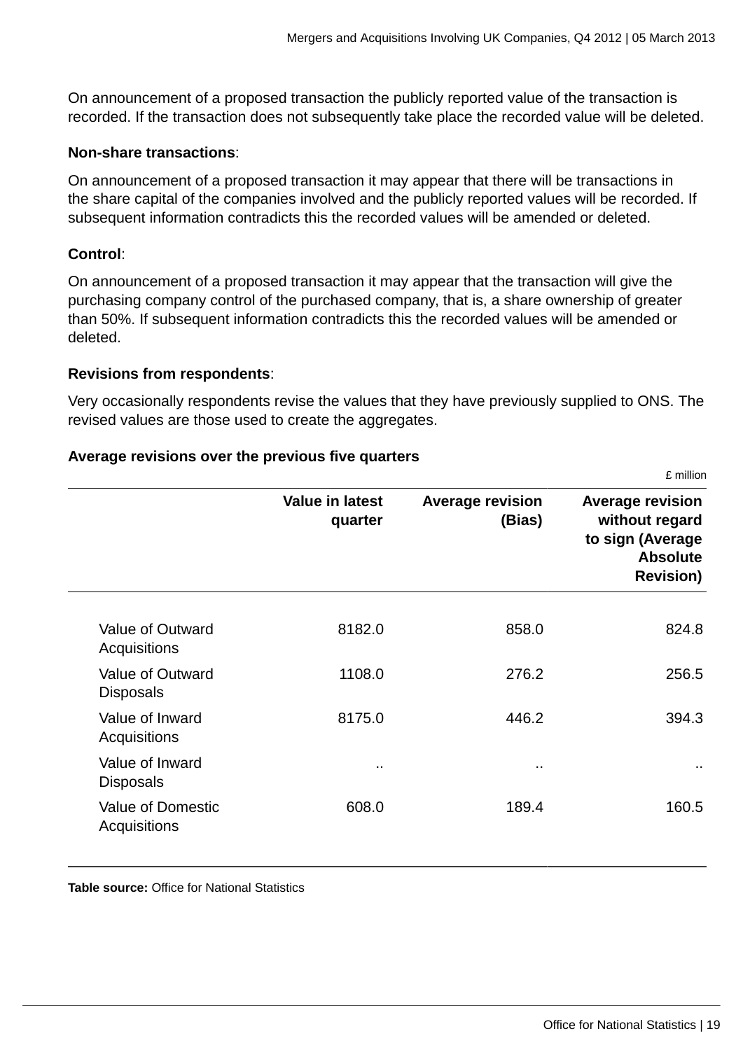On announcement of a proposed transaction the publicly reported value of the transaction is recorded. If the transaction does not subsequently take place the recorded value will be deleted.

**Non-share transactions**:

On announcement of a proposed transaction it may appear that there will be transactions in the share capital of the companies involved and the publicly reported values will be recorded. If subsequent information contradicts this the recorded values will be amended or deleted.

**Control**:

On announcement of a proposed transaction it may appear that the transaction will give the purchasing company control of the purchased company, that is, a share ownership of greater than 50%. If subsequent information contradicts this the recorded values will be amended or deleted.

**Revisions from respondents**:

Very occasionally respondents revise the values that they have previously supplied to ONS. The revised values are those used to create the aggregates.

**Average revisions over the previous five quarters**

£ million

| | Value in latest quarter | Average revision (Bias) | Average revision without regard to sign (Average Absolute Revision) |
|---|---|---|---|
| Value of Outward Acquisitions | 8182.0 | 858.0 | 824.8 |
| Value of Outward Disposals | 1108.0 | 276.2 | 256.5 |
| Value of Inward Acquisitions | 8175.0 | 446.2 | 394.3 |
| Value of Inward Disposals | .. | .. | .. |
| Value of Domestic Acquisitions | 608.0 | 189.4 | 160.5 |

**Table source:** Office for National Statistics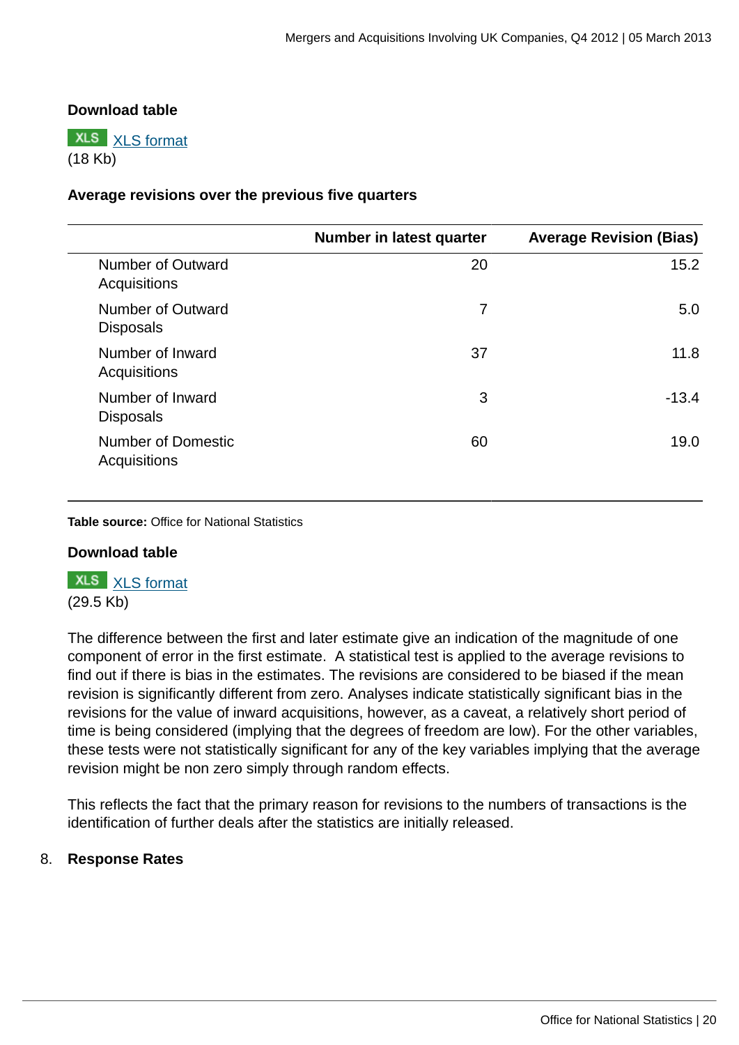**Download table**

XLS [XLS format](#)
(18 Kb)

**Average revisions over the previous five quarters**

| | Number in latest quarter | Average Revision (Bias) |
|---|---|---|
| Number of Outward Acquisitions | 20 | 15.2 |
| Number of Outward Disposals | 7 | 5.0 |
| Number of Inward Acquisitions | 37 | 11.8 |
| Number of Inward Disposals | 3 | -13.4 |
| Number of Domestic Acquisitions | 60 | 19.0 |

**Table source:** Office for National Statistics

**Download table**

XLS [XLS format](#)
(29.5 Kb)

The difference between the first and later estimate give an indication of the magnitude of one component of error in the first estimate. A statistical test is applied to the average revisions to find out if there is bias in the estimates. The revisions are considered to be biased if the mean revision is significantly different from zero. Analyses indicate statistically significant bias in the revisions for the value of inward acquisitions, however, as a caveat, a relatively short period of time is being considered (implying that the degrees of freedom are low). For the other variables, these tests were not statistically significant for any of the key variables implying that the average revision might be non zero simply through random effects.

This reflects the fact that the primary reason for revisions to the numbers of transactions is the identification of further deals after the statistics are initially released.

8. **Response Rates**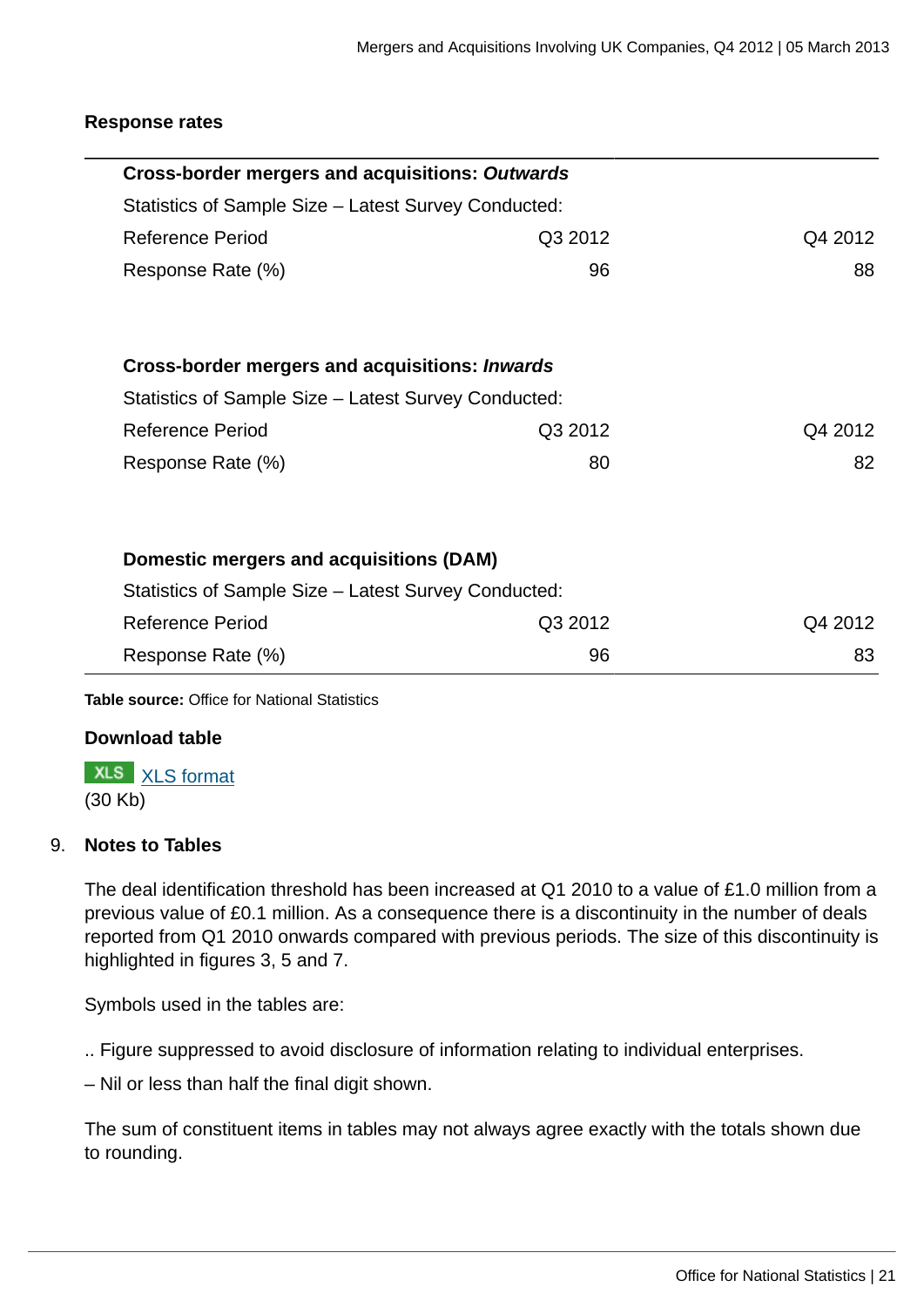**Response rates**

| **Cross-border mergers and acquisitions: *Outwards*** | | |
|---|---|---|
| Statistics of Sample Size – Latest Survey Conducted: | | |
| Reference Period | Q3 2012 | Q4 2012 |
| Response Rate (%) | 96 | 88 |
| | | |
| **Cross-border mergers and acquisitions: *Inwards*** | | |
| Statistics of Sample Size – Latest Survey Conducted: | | |
| Reference Period | Q3 2012 | Q4 2012 |
| Response Rate (%) | 80 | 82 |
| | | |
| **Domestic mergers and acquisitions (DAM)** | | |
| Statistics of Sample Size – Latest Survey Conducted: | | |
| Reference Period | Q3 2012 | Q4 2012 |
| Response Rate (%) | 96 | 83 |

**Table source:** Office for National Statistics

**Download table**

XLS format
(30 Kb)

## 9. Notes to Tables

The deal identification threshold has been increased at Q1 2010 to a value of £1.0 million from a previous value of £0.1 million. As a consequence there is a discontinuity in the number of deals reported from Q1 2010 onwards compared with previous periods. The size of this discontinuity is highlighted in figures 3, 5 and 7.

Symbols used in the tables are:

.. Figure suppressed to avoid disclosure of information relating to individual enterprises.

– Nil or less than half the final digit shown.

The sum of constituent items in tables may not always agree exactly with the totals shown due to rounding.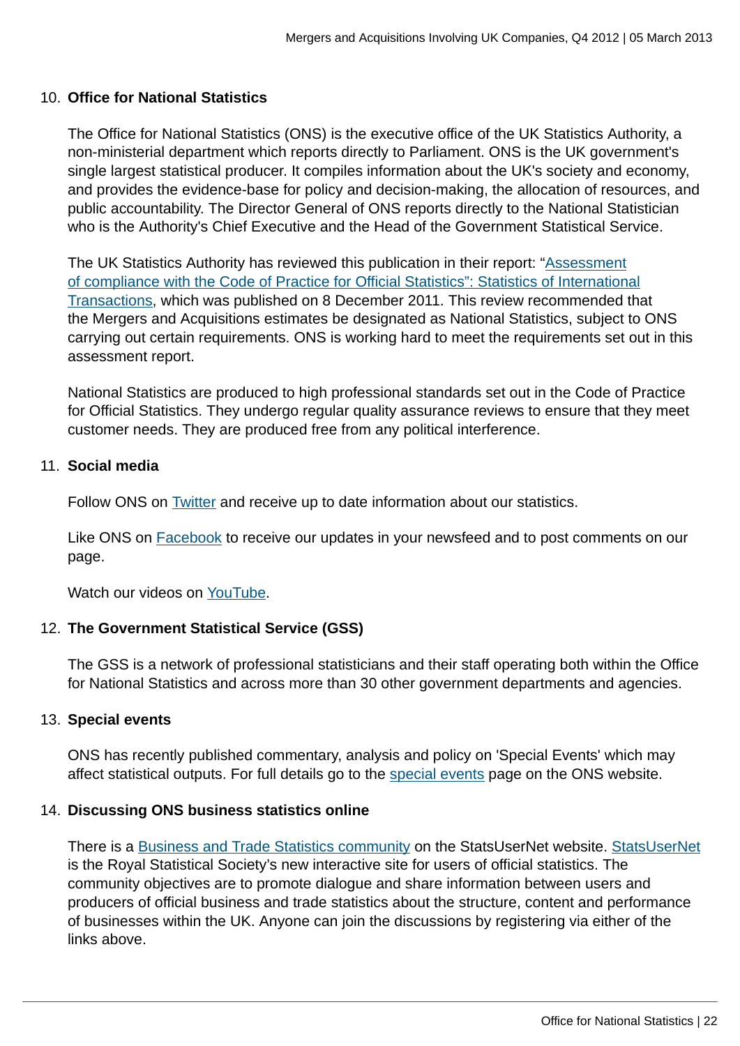10. **Office for National Statistics**

    The Office for National Statistics (ONS) is the executive office of the UK Statistics Authority, a non-ministerial department which reports directly to Parliament. ONS is the UK government's single largest statistical producer. It compiles information about the UK's society and economy, and provides the evidence-base for policy and decision-making, the allocation of resources, and public accountability. The Director General of ONS reports directly to the National Statistician who is the Authority's Chief Executive and the Head of the Government Statistical Service.

    The UK Statistics Authority has reviewed this publication in their report: "Assessment of compliance with the Code of Practice for Official Statistics": Statistics of International Transactions, which was published on 8 December 2011. This review recommended that the Mergers and Acquisitions estimates be designated as National Statistics, subject to ONS carrying out certain requirements. ONS is working hard to meet the requirements set out in this assessment report.

    National Statistics are produced to high professional standards set out in the Code of Practice for Official Statistics. They undergo regular quality assurance reviews to ensure that they meet customer needs. They are produced free from any political interference.

11. **Social media**

    Follow ONS on Twitter and receive up to date information about our statistics.

    Like ONS on Facebook to receive our updates in your newsfeed and to post comments on our page.

    Watch our videos on YouTube.

12. **The Government Statistical Service (GSS)**

    The GSS is a network of professional statisticians and their staff operating both within the Office for National Statistics and across more than 30 other government departments and agencies.

13. **Special events**

    ONS has recently published commentary, analysis and policy on 'Special Events' which may affect statistical outputs. For full details go to the special events page on the ONS website.

14. **Discussing ONS business statistics online**

    There is a Business and Trade Statistics community on the StatsUserNet website. StatsUserNet is the Royal Statistical Society's new interactive site for users of official statistics. The community objectives are to promote dialogue and share information between users and producers of official business and trade statistics about the structure, content and performance of businesses within the UK. Anyone can join the discussions by registering via either of the links above.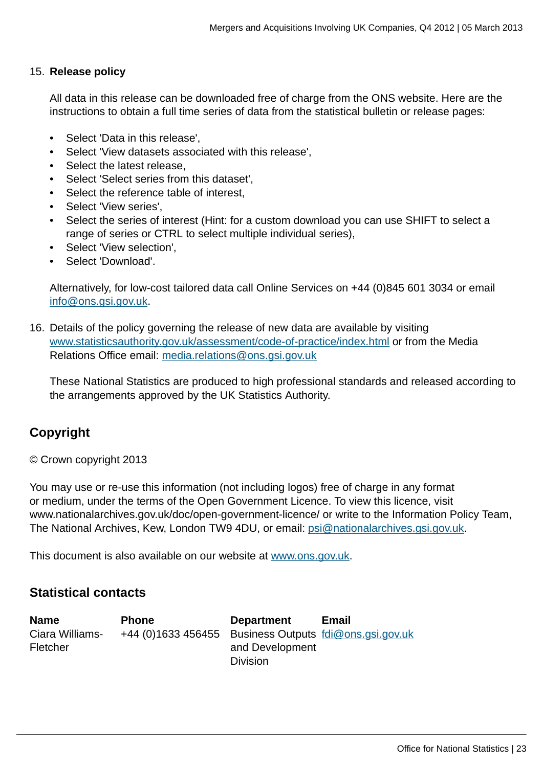15. **Release policy**

    All data in this release can be downloaded free of charge from the ONS website. Here are the instructions to obtain a full time series of data from the statistical bulletin or release pages:

    - Select 'Data in this release',
    - Select 'View datasets associated with this release',
    - Select the latest release,
    - Select 'Select series from this dataset',
    - Select the reference table of interest,
    - Select 'View series',
    - Select the series of interest (Hint: for a custom download you can use SHIFT to select a range of series or CTRL to select multiple individual series),
    - Select 'View selection',
    - Select 'Download'.

    Alternatively, for low-cost tailored data call Online Services on +44 (0)845 601 3034 or email info@ons.gsi.gov.uk.

16. Details of the policy governing the release of new data are available by visiting www.statisticsauthority.gov.uk/assessment/code-of-practice/index.html or from the Media Relations Office email: media.relations@ons.gsi.gov.uk

    These National Statistics are produced to high professional standards and released according to the arrangements approved by the UK Statistics Authority.

## Copyright

© Crown copyright 2013

You may use or re-use this information (not including logos) free of charge in any format or medium, under the terms of the Open Government Licence. To view this licence, visit www.nationalarchives.gov.uk/doc/open-government-licence/ or write to the Information Policy Team, The National Archives, Kew, London TW9 4DU, or email: psi@nationalarchives.gsi.gov.uk.

This document is also available on our website at www.ons.gov.uk.

## Statistical contacts

| Name | Phone | Department | Email |
|---|---|---|---|
| Ciara Williams-Fletcher | +44 (0)1633 456455 | Business Outputs and Development Division | fdi@ons.gsi.gov.uk |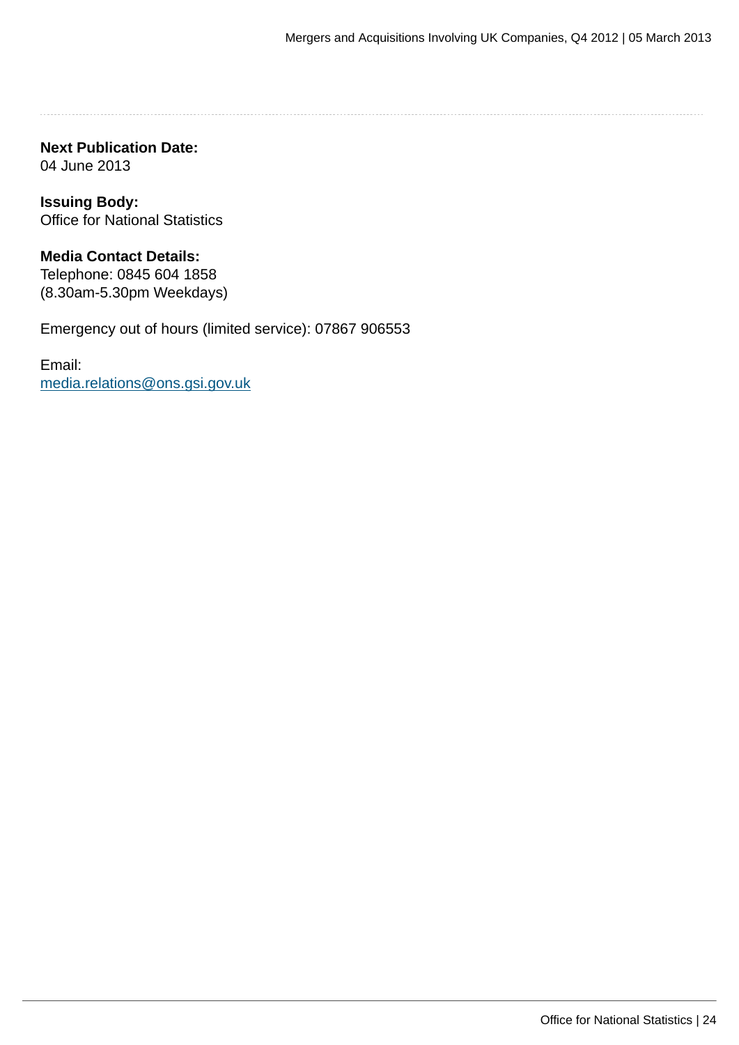**Next Publication Date:**
04 June 2013

**Issuing Body:**
Office for National Statistics

**Media Contact Details:**
Telephone: 0845 604 1858
(8.30am-5.30pm Weekdays)

Emergency out of hours (limited service): 07867 906553

Email:
media.relations@ons.gsi.gov.uk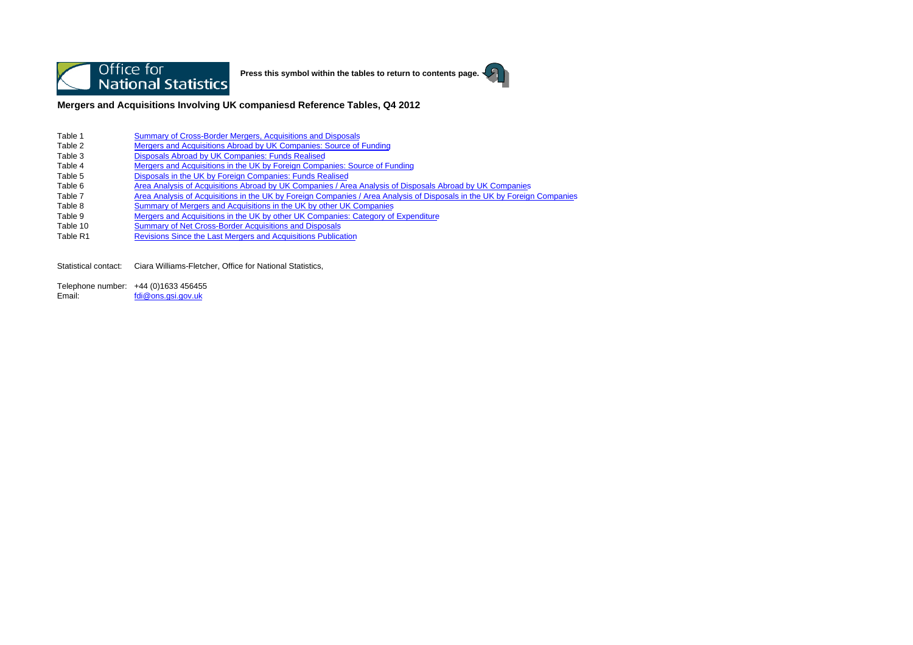Office for National Statistics

**Press this symbol within the tables to return to contents page.**

## Mergers and Acquisitions Involving UK companiesd Reference Tables, Q4 2012

| | |
|---|---|
| Table 1 | Summary of Cross-Border Mergers, Acquisitions and Disposals |
| Table 2 | Mergers and Acquisitions Abroad by UK Companies: Source of Funding |
| Table 3 | Disposals Abroad by UK Companies: Funds Realised |
| Table 4 | Mergers and Acquisitions in the UK by Foreign Companies: Source of Funding |
| Table 5 | Disposals in the UK by Foreign Companies: Funds Realised |
| Table 6 | Area Analysis of Acquisitions Abroad by UK Companies / Area Analysis of Disposals Abroad by UK Companies |
| Table 7 | Area Analysis of Acquisitions in the UK by Foreign Companies / Area Analysis of Disposals in the UK by Foreign Companies |
| Table 8 | Summary of Mergers and Acquisitions in the UK by other UK Companies |
| Table 9 | Mergers and Acquisitions in the UK by other UK Companies: Category of Expenditure |
| Table 10 | Summary of Net Cross-Border Acquisitions and Disposals |
| Table R1 | Revisions Since the Last Mergers and Acquisitions Publication |

Statistical contact: Ciara Williams-Fletcher, Office for National Statistics,

Telephone number: +44 (0)1633 456455
Email: fdi@ons.gsi.gov.uk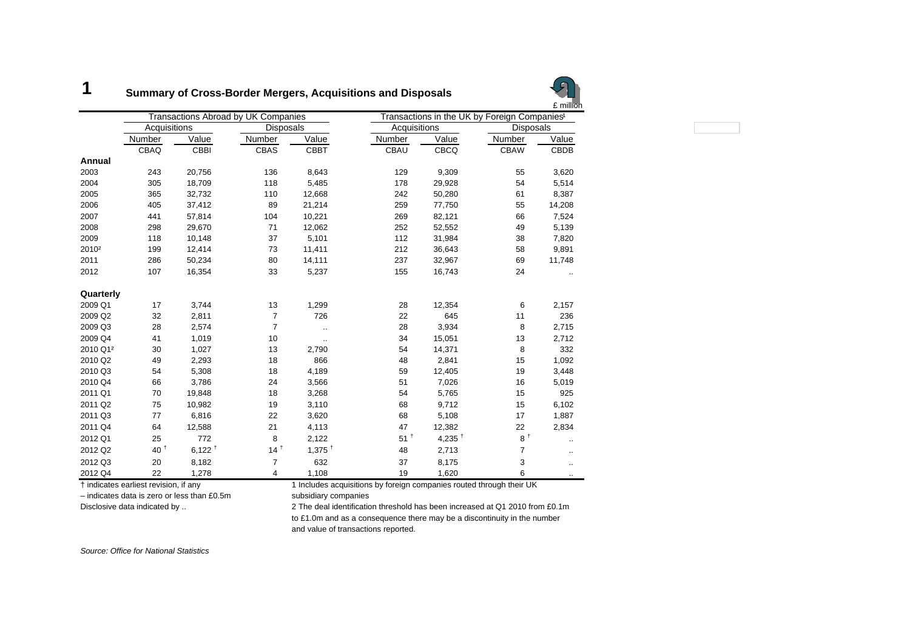# 1 Summary of Cross-Border Mergers, Acquisitions and Disposals

£ million

| | Transactions Abroad by UK Companies | | | | Transactions in the UK by Foreign Companies[1] | | | |
|---|---|---|---|---|---|---|---|---|
| | Acquisitions | | Disposals | | Acquisitions | | Disposals | |
| | Number | Value | Number | Value | Number | Value | Number | Value |
| | CBAQ | CBBI | CBAS | CBBT | CBAU | CBCQ | CBAW | CBDB |
| **Annual** | | | | | | | | |
| 2003 | 243 | 20,756 | 136 | 8,643 | 129 | 9,309 | 55 | 3,620 |
| 2004 | 305 | 18,709 | 118 | 5,485 | 178 | 29,928 | 54 | 5,514 |
| 2005 | 365 | 32,732 | 110 | 12,668 | 242 | 50,280 | 61 | 8,387 |
| 2006 | 405 | 37,412 | 89 | 21,214 | 259 | 77,750 | 55 | 14,208 |
| 2007 | 441 | 57,814 | 104 | 10,221 | 269 | 82,121 | 66 | 7,524 |
| 2008 | 298 | 29,670 | 71 | 12,062 | 252 | 52,552 | 49 | 5,139 |
| 2009 | 118 | 10,148 | 37 | 5,101 | 112 | 31,984 | 38 | 7,820 |
| 2010[2] | 199 | 12,414 | 73 | 11,411 | 212 | 36,643 | 58 | 9,891 |
| 2011 | 286 | 50,234 | 80 | 14,111 | 237 | 32,967 | 69 | 11,748 |
| 2012 | 107 | 16,354 | 33 | 5,237 | 155 | 16,743 | 24 | .. |
| **Quarterly** | | | | | | | | |
| 2009 Q1 | 17 | 3,744 | 13 | 1,299 | 28 | 12,354 | 6 | 2,157 |
| 2009 Q2 | 32 | 2,811 | 7 | 726 | 22 | 645 | 11 | 236 |
| 2009 Q3 | 28 | 2,574 | 7 | .. | 28 | 3,934 | 8 | 2,715 |
| 2009 Q4 | 41 | 1,019 | 10 | .. | 34 | 15,051 | 13 | 2,712 |
| 2010 Q1[2] | 30 | 1,027 | 13 | 2,790 | 54 | 14,371 | 8 | 332 |
| 2010 Q2 | 49 | 2,293 | 18 | 866 | 48 | 2,841 | 15 | 1,092 |
| 2010 Q3 | 54 | 5,308 | 18 | 4,189 | 59 | 12,405 | 19 | 3,448 |
| 2010 Q4 | 66 | 3,786 | 24 | 3,566 | 51 | 7,026 | 16 | 5,019 |
| 2011 Q1 | 70 | 19,848 | 18 | 3,268 | 54 | 5,765 | 15 | 925 |
| 2011 Q2 | 75 | 10,982 | 19 | 3,110 | 68 | 9,712 | 15 | 6,102 |
| 2011 Q3 | 77 | 6,816 | 22 | 3,620 | 68 | 5,108 | 17 | 1,887 |
| 2011 Q4 | 64 | 12,588 | 21 | 4,113 | 47 | 12,382 | 22 | 2,834 |
| 2012 Q1 | 25 | 772 | 8 | 2,122 | 51 † | 4,235 † | 8 † | .. |
| 2012 Q2 | 40 † | 6,122 † | 14 † | 1,375 † | 48 | 2,713 | 7 | .. |
| 2012 Q3 | 20 | 8,182 | 7 | 632 | 37 | 8,175 | 3 | .. |
| 2012 Q4 | 22 | 1,278 | 4 | 1,108 | 19 | 1,620 | 6 | .. |

† indicates earliest revision, if any

– indicates data is zero or less than £0.5m

Disclosive data indicated by ..

1 Includes acquisitions by foreign companies routed through their UK subsidiary companies

2 The deal identification threshold has been increased at Q1 2010 from £0.1m to £1.0m and as a consequence there may be a discontinuity in the number and value of transactions reported.

*Source: Office for National Statistics*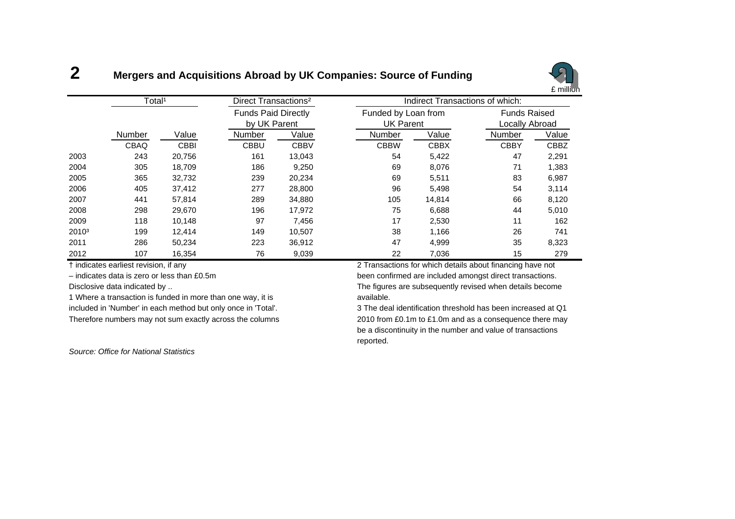## 2 Mergers and Acquisitions Abroad by UK Companies: Source of Funding

£ million

| | Total[1] | | Direct Transactions[2] | | Indirect Transactions of which: | | | |
|---|---|---|---|---|---|---|---|---|
| | | | Funds Paid Directly by UK Parent | | Funded by Loan from UK Parent | | Funds Raised Locally Abroad | |
| | Number | Value | Number | Value | Number | Value | Number | Value |
| | CBAQ | CBBI | CBBU | CBBV | CBBW | CBBX | CBBY | CBBZ |
| 2003 | 243 | 20,756 | 161 | 13,043 | 54 | 5,422 | 47 | 2,291 |
| 2004 | 305 | 18,709 | 186 | 9,250 | 69 | 8,076 | 71 | 1,383 |
| 2005 | 365 | 32,732 | 239 | 20,234 | 69 | 5,511 | 83 | 6,987 |
| 2006 | 405 | 37,412 | 277 | 28,800 | 96 | 5,498 | 54 | 3,114 |
| 2007 | 441 | 57,814 | 289 | 34,880 | 105 | 14,814 | 66 | 8,120 |
| 2008 | 298 | 29,670 | 196 | 17,972 | 75 | 6,688 | 44 | 5,010 |
| 2009 | 118 | 10,148 | 97 | 7,456 | 17 | 2,530 | 11 | 162 |
| 2010[3] | 199 | 12,414 | 149 | 10,507 | 38 | 1,166 | 26 | 741 |
| 2011 | 286 | 50,234 | 223 | 36,912 | 47 | 4,999 | 35 | 8,323 |
| 2012 | 107 | 16,354 | 76 | 9,039 | 22 | 7,036 | 15 | 279 |

† indicates earliest revision, if any

– indicates data is zero or less than £0.5m

Disclosive data indicated by ..

1 Where a transaction is funded in more than one way, it is included in 'Number' in each method but only once in 'Total'. Therefore numbers may not sum exactly across the columns

2 Transactions for which details about financing have not been confirmed are included amongst direct transactions. The figures are subsequently revised when details become available.

3 The deal identification threshold has been increased at Q1 2010 from £0.1m to £1.0m and as a consequence there may be a discontinuity in the number and value of transactions reported.

*Source: Office for National Statistics*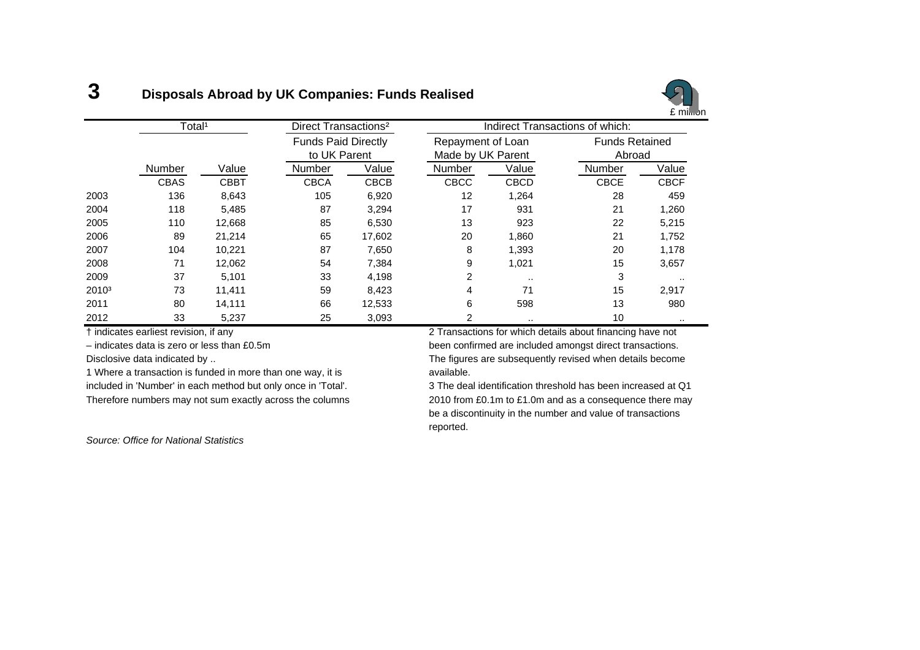# 3 Disposals Abroad by UK Companies: Funds Realised

£ million

| | Total[1] | | Direct Transactions[2] | | Indirect Transactions of which: | | | |
|---|---|---|---|---|---|---|---|---|
| | | | Funds Paid Directly to UK Parent | | Repayment of Loan Made by UK Parent | | Funds Retained Abroad | |
| | Number | Value | Number | Value | Number | Value | Number | Value |
| | CBAS | CBBT | CBCA | CBCB | CBCC | CBCD | CBCE | CBCF |
| 2003 | 136 | 8,643 | 105 | 6,920 | 12 | 1,264 | 28 | 459 |
| 2004 | 118 | 5,485 | 87 | 3,294 | 17 | 931 | 21 | 1,260 |
| 2005 | 110 | 12,668 | 85 | 6,530 | 13 | 923 | 22 | 5,215 |
| 2006 | 89 | 21,214 | 65 | 17,602 | 20 | 1,860 | 21 | 1,752 |
| 2007 | 104 | 10,221 | 87 | 7,650 | 8 | 1,393 | 20 | 1,178 |
| 2008 | 71 | 12,062 | 54 | 7,384 | 9 | 1,021 | 15 | 3,657 |
| 2009 | 37 | 5,101 | 33 | 4,198 | 2 | .. | 3 | .. |
| 2010[3] | 73 | 11,411 | 59 | 8,423 | 4 | 71 | 15 | 2,917 |
| 2011 | 80 | 14,111 | 66 | 12,533 | 6 | 598 | 13 | 980 |
| 2012 | 33 | 5,237 | 25 | 3,093 | 2 | .. | 10 | .. |

† indicates earliest revision, if any

– indicates data is zero or less than £0.5m

Disclosive data indicated by ..

1 Where a transaction is funded in more than one way, it is included in 'Number' in each method but only once in 'Total'. Therefore numbers may not sum exactly across the columns

2 Transactions for which details about financing have not been confirmed are included amongst direct transactions. The figures are subsequently revised when details become available.

3 The deal identification threshold has been increased at Q1 2010 from £0.1m to £1.0m and as a consequence there may be a discontinuity in the number and value of transactions reported.

*Source: Office for National Statistics*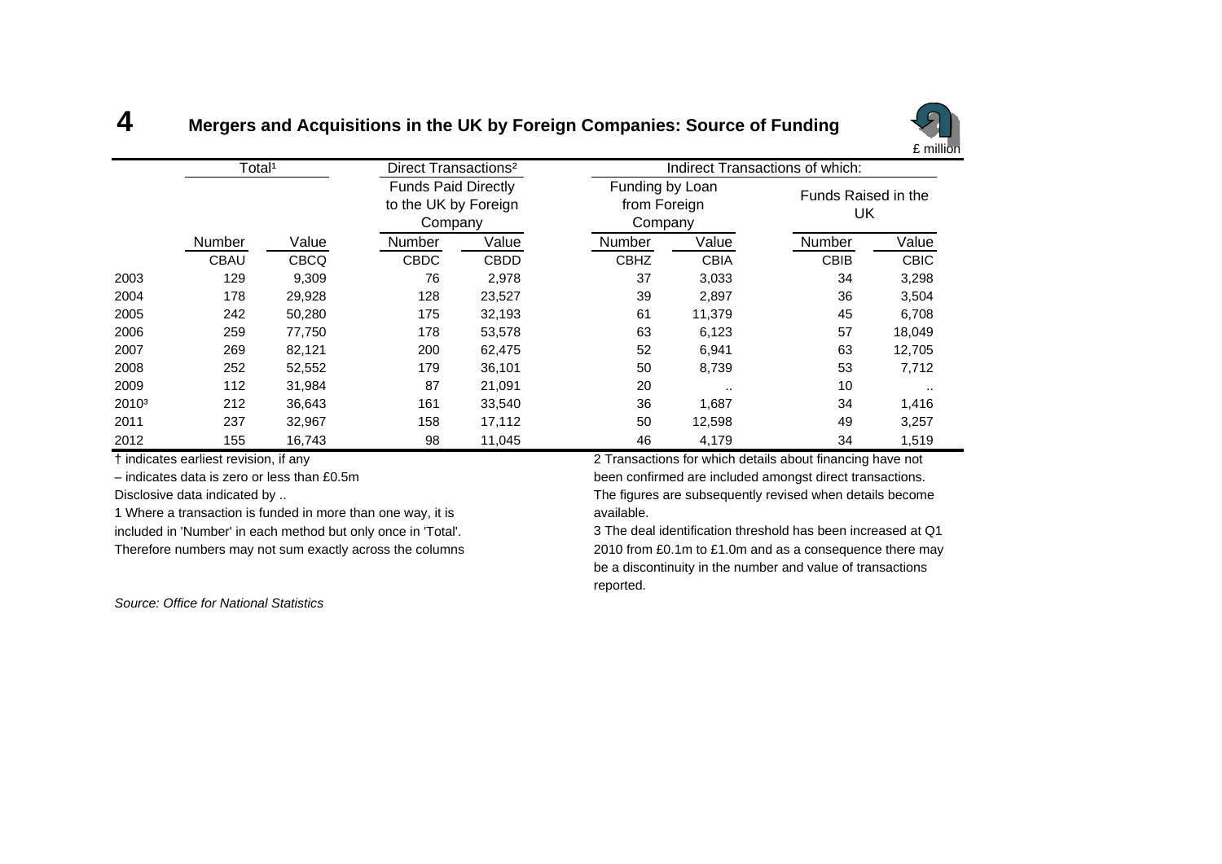# 4 Mergers and Acquisitions in the UK by Foreign Companies: Source of Funding

£ million

| | Total[1] | | Direct Transactions[2] | | Indirect Transactions of which: | | | |
|---|---|---|---|---|---|---|---|---|
| | | | Funds Paid Directly to the UK by Foreign Company | | Funding by Loan from Foreign Company | | Funds Raised in the UK | |
| | Number | Value | Number | Value | Number | Value | Number | Value |
| | CBAU | CBCQ | CBDC | CBDD | CBHZ | CBIA | CBIB | CBIC |
| 2003 | 129 | 9,309 | 76 | 2,978 | 37 | 3,033 | 34 | 3,298 |
| 2004 | 178 | 29,928 | 128 | 23,527 | 39 | 2,897 | 36 | 3,504 |
| 2005 | 242 | 50,280 | 175 | 32,193 | 61 | 11,379 | 45 | 6,708 |
| 2006 | 259 | 77,750 | 178 | 53,578 | 63 | 6,123 | 57 | 18,049 |
| 2007 | 269 | 82,121 | 200 | 62,475 | 52 | 6,941 | 63 | 12,705 |
| 2008 | 252 | 52,552 | 179 | 36,101 | 50 | 8,739 | 53 | 7,712 |
| 2009 | 112 | 31,984 | 87 | 21,091 | 20 | .. | 10 | .. |
| 2010[3] | 212 | 36,643 | 161 | 33,540 | 36 | 1,687 | 34 | 1,416 |
| 2011 | 237 | 32,967 | 158 | 17,112 | 50 | 12,598 | 49 | 3,257 |
| 2012 | 155 | 16,743 | 98 | 11,045 | 46 | 4,179 | 34 | 1,519 |

† indicates earliest revision, if any

– indicates data is zero or less than £0.5m

Disclosive data indicated by ..

1 Where a transaction is funded in more than one way, it is included in 'Number' in each method but only once in 'Total'. Therefore numbers may not sum exactly across the columns

2 Transactions for which details about financing have not been confirmed are included amongst direct transactions. The figures are subsequently revised when details become available.

3 The deal identification threshold has been increased at Q1 2010 from £0.1m to £1.0m and as a consequence there may be a discontinuity in the number and value of transactions reported.

*Source: Office for National Statistics*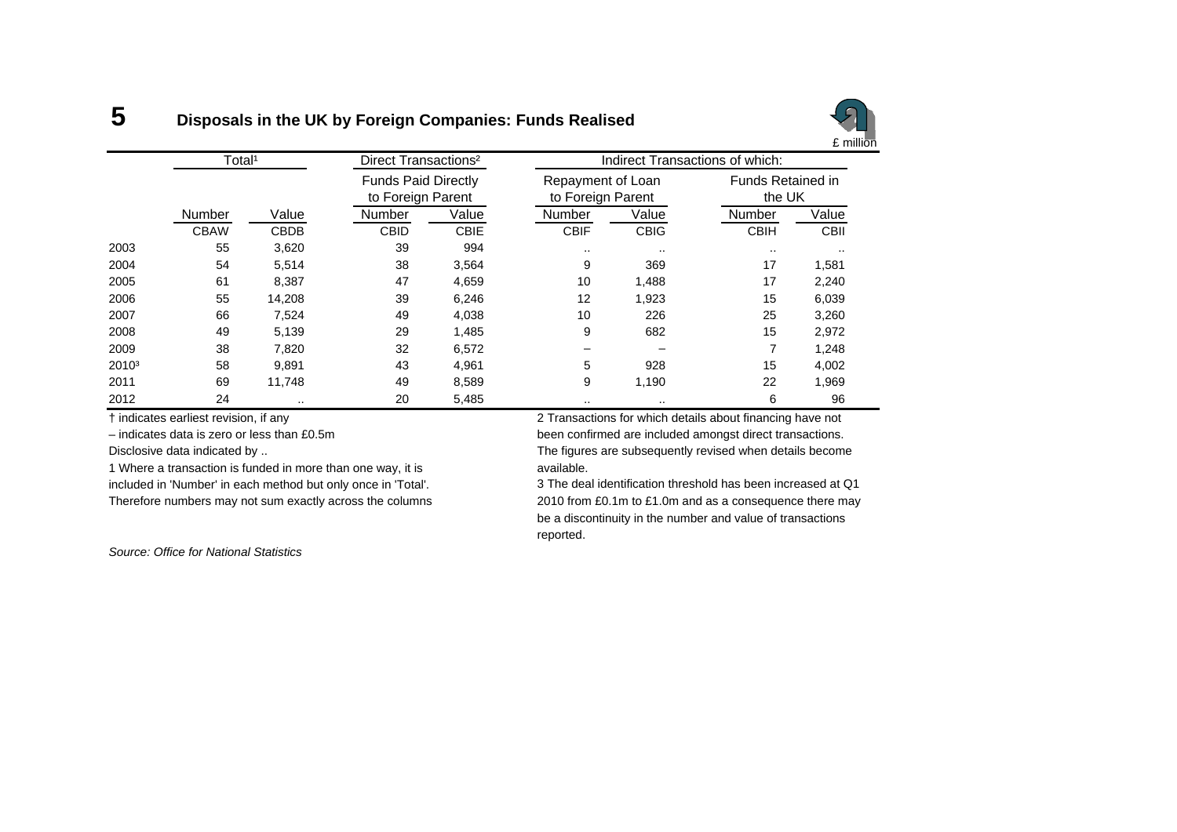# 5 Disposals in the UK by Foreign Companies: Funds Realised

£ million

| | Total[1] | | Direct Transactions[2] | | Indirect Transactions of which: | | | |
|---|---|---|---|---|---|---|---|---|
| | | | Funds Paid Directly to Foreign Parent | | Repayment of Loan to Foreign Parent | | Funds Retained in the UK | |
| | Number | Value | Number | Value | Number | Value | Number | Value |
| | CBAW | CBDB | CBID | CBIE | CBIF | CBIG | CBIH | CBII |
| 2003 | 55 | 3,620 | 39 | 994 | .. | .. | .. | .. |
| 2004 | 54 | 5,514 | 38 | 3,564 | 9 | 369 | 17 | 1,581 |
| 2005 | 61 | 8,387 | 47 | 4,659 | 10 | 1,488 | 17 | 2,240 |
| 2006 | 55 | 14,208 | 39 | 6,246 | 12 | 1,923 | 15 | 6,039 |
| 2007 | 66 | 7,524 | 49 | 4,038 | 10 | 226 | 25 | 3,260 |
| 2008 | 49 | 5,139 | 29 | 1,485 | 9 | 682 | 15 | 2,972 |
| 2009 | 38 | 7,820 | 32 | 6,572 | – | – | 7 | 1,248 |
| 2010[3] | 58 | 9,891 | 43 | 4,961 | 5 | 928 | 15 | 4,002 |
| 2011 | 69 | 11,748 | 49 | 8,589 | 9 | 1,190 | 22 | 1,969 |
| 2012 | 24 | .. | 20 | 5,485 | .. | .. | 6 | 96 |

† indicates earliest revision, if any

– indicates data is zero or less than £0.5m

Disclosive data indicated by ..

1 Where a transaction is funded in more than one way, it is included in 'Number' in each method but only once in 'Total'. Therefore numbers may not sum exactly across the columns

2 Transactions for which details about financing have not been confirmed are included amongst direct transactions. The figures are subsequently revised when details become available.

3 The deal identification threshold has been increased at Q1 2010 from £0.1m to £1.0m and as a consequence there may be a discontinuity in the number and value of transactions reported.

*Source: Office for National Statistics*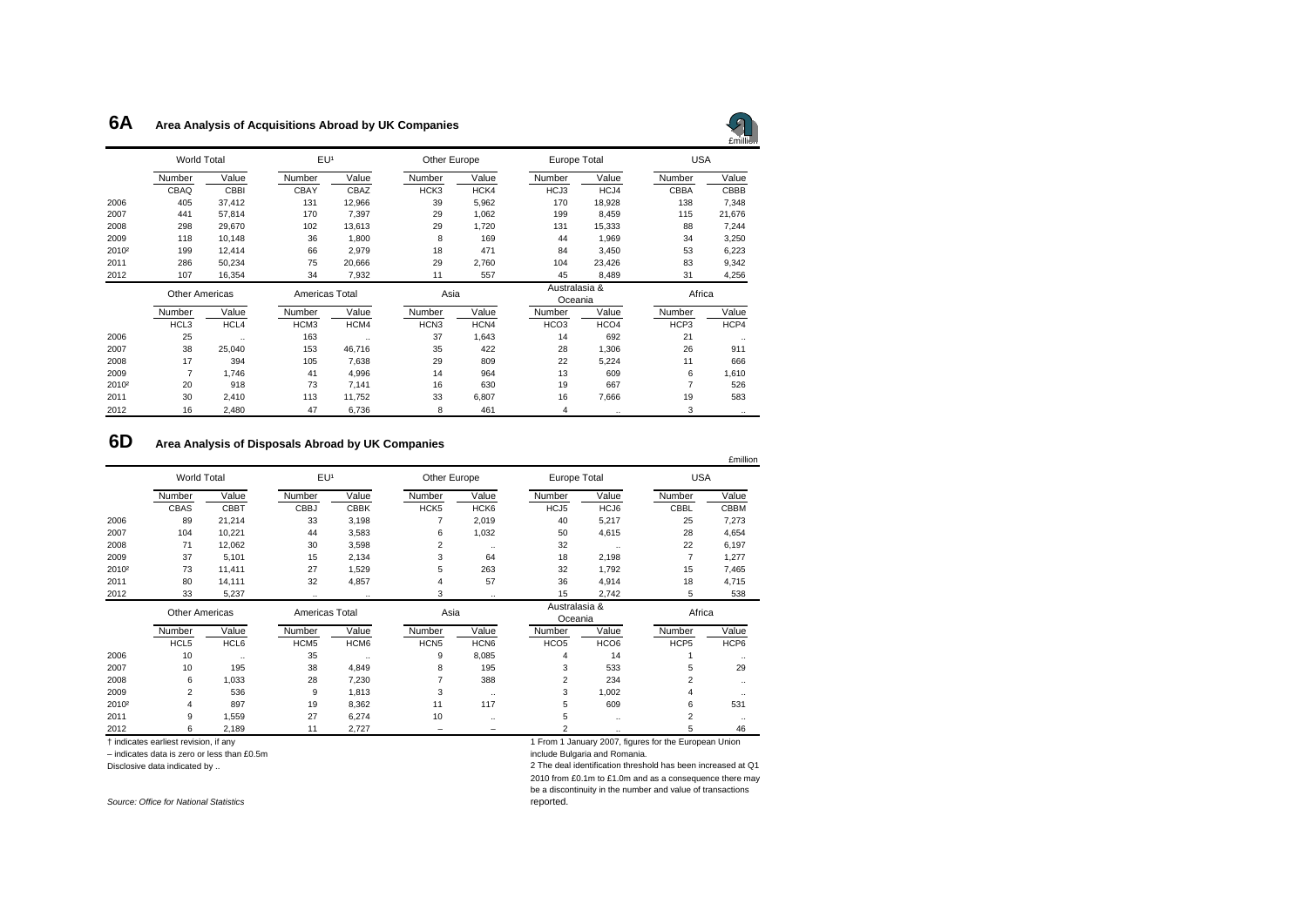## 6A Area Analysis of Acquisitions Abroad by UK Companies

£million

| | World Total | | EU[1] | | Other Europe | | Europe Total | | USA | |
|---|---|---|---|---|---|---|---|---|---|---|
| | Number | Value | Number | Value | Number | Value | Number | Value | Number | Value |
| | CBAQ | CBBI | CBAY | CBAZ | HCK3 | HCK4 | HCJ3 | HCJ4 | CBBA | CBBB |
| 2006 | 405 | 37,412 | 131 | 12,966 | 39 | 5,962 | 170 | 18,928 | 138 | 7,348 |
| 2007 | 441 | 57,814 | 170 | 7,397 | 29 | 1,062 | 199 | 8,459 | 115 | 21,676 |
| 2008 | 298 | 29,670 | 102 | 13,613 | 29 | 1,720 | 131 | 15,333 | 88 | 7,244 |
| 2009 | 118 | 10,148 | 36 | 1,800 | 8 | 169 | 44 | 1,969 | 34 | 3,250 |
| 2010[2] | 199 | 12,414 | 66 | 2,979 | 18 | 471 | 84 | 3,450 | 53 | 6,223 |
| 2011 | 286 | 50,234 | 75 | 20,666 | 29 | 2,760 | 104 | 23,426 | 83 | 9,342 |
| 2012 | 107 | 16,354 | 34 | 7,932 | 11 | 557 | 45 | 8,489 | 31 | 4,256 |

| | Other Americas | | Americas Total | | Asia | | Australasia & Oceania | | Africa | |
|---|---|---|---|---|---|---|---|---|---|---|
| | Number | Value | Number | Value | Number | Value | Number | Value | Number | Value |
| | HCL3 | HCL4 | HCM3 | HCM4 | HCN3 | HCN4 | HCO3 | HCO4 | HCP3 | HCP4 |
| 2006 | 25 | .. | 163 | .. | 37 | 1,643 | 14 | 692 | 21 | .. |
| 2007 | 38 | 25,040 | 153 | 46,716 | 35 | 422 | 28 | 1,306 | 26 | 911 |
| 2008 | 17 | 394 | 105 | 7,638 | 29 | 809 | 22 | 5,224 | 11 | 666 |
| 2009 | 7 | 1,746 | 41 | 4,996 | 14 | 964 | 13 | 609 | 6 | 1,610 |
| 2010[2] | 20 | 918 | 73 | 7,141 | 16 | 630 | 19 | 667 | 7 | 526 |
| 2011 | 30 | 2,410 | 113 | 11,752 | 33 | 6,807 | 16 | 7,666 | 19 | 583 |
| 2012 | 16 | 2,480 | 47 | 6,736 | 8 | 461 | 4 | .. | 3 | .. |

## 6D Area Analysis of Disposals Abroad by UK Companies

£million

| | World Total | | EU[1] | | Other Europe | | Europe Total | | USA | |
|---|---|---|---|---|---|---|---|---|---|---|
| | Number | Value | Number | Value | Number | Value | Number | Value | Number | Value |
| | CBAS | CBBT | CBBJ | CBBK | HCK5 | HCK6 | HCJ5 | HCJ6 | CBBL | CBBM |
| 2006 | 89 | 21,214 | 33 | 3,198 | 7 | 2,019 | 40 | 5,217 | 25 | 7,273 |
| 2007 | 104 | 10,221 | 44 | 3,583 | 6 | 1,032 | 50 | 4,615 | 28 | 4,654 |
| 2008 | 71 | 12,062 | 30 | 3,598 | 2 | .. | 32 | .. | 22 | 6,197 |
| 2009 | 37 | 5,101 | 15 | 2,134 | 3 | 64 | 18 | 2,198 | 7 | 1,277 |
| 2010[2] | 73 | 11,411 | 27 | 1,529 | 5 | 263 | 32 | 1,792 | 15 | 7,465 |
| 2011 | 80 | 14,111 | 32 | 4,857 | 4 | 57 | 36 | 4,914 | 18 | 4,715 |
| 2012 | 33 | 5,237 | .. | .. | 3 | .. | 15 | 2,742 | 5 | 538 |

| | Other Americas | | Americas Total | | Asia | | Australasia & Oceania | | Africa | |
|---|---|---|---|---|---|---|---|---|---|---|
| | Number | Value | Number | Value | Number | Value | Number | Value | Number | Value |
| | HCL5 | HCL6 | HCM5 | HCM6 | HCN5 | HCN6 | HCO5 | HCO6 | HCP5 | HCP6 |
| 2006 | 10 | .. | 35 | .. | 9 | 8,085 | 4 | 14 | 1 | .. |
| 2007 | 10 | 195 | 38 | 4,849 | 8 | 195 | 3 | 533 | 5 | 29 |
| 2008 | 6 | 1,033 | 28 | 7,230 | 7 | 388 | 2 | 234 | 2 | .. |
| 2009 | 2 | 536 | 9 | 1,813 | 3 | .. | 3 | 1,002 | 4 | .. |
| 2010[2] | 4 | 897 | 19 | 8,362 | 11 | 117 | 5 | 609 | 6 | 531 |
| 2011 | 9 | 1,559 | 27 | 6,274 | 10 | .. | 5 | .. | 2 | .. |
| 2012 | 6 | 2,189 | 11 | 2,727 | – | – | 2 | .. | 5 | 46 |

† indicates earliest revision, if any

– indicates data is zero or less than £0.5m

Disclosive data indicated by ..

1 From 1 January 2007, figures for the European Union include Bulgaria and Romania.

2 The deal identification threshold has been increased at Q1 2010 from £0.1m to £1.0m and as a consequence there may be a discontinuity in the number and value of transactions reported.

*Source: Office for National Statistics*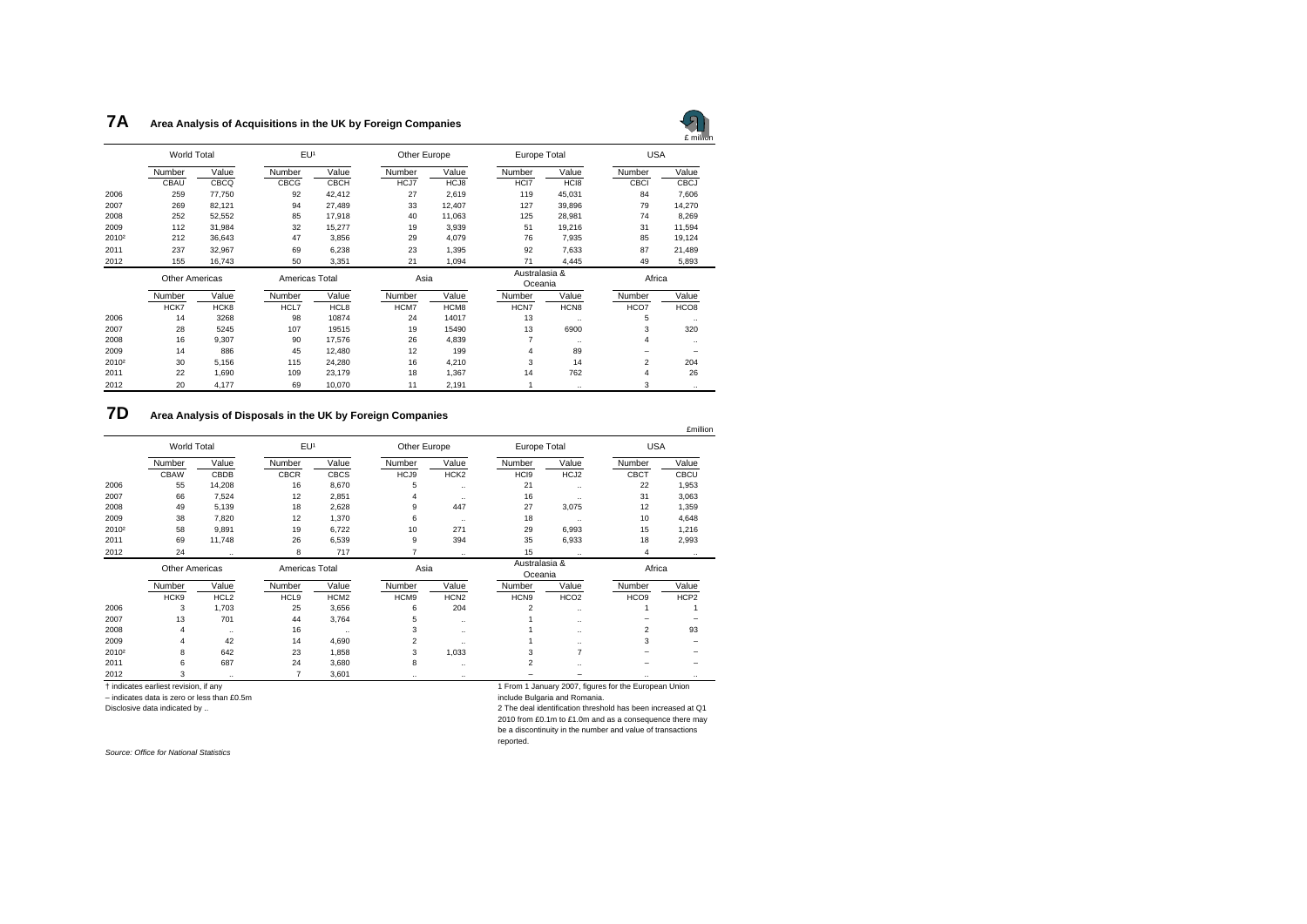## 7A Area Analysis of Acquisitions in the UK by Foreign Companies

£ million

| | World Total | | EU[1] | | Other Europe | | Europe Total | | USA | |
|---|---|---|---|---|---|---|---|---|---|---|
| | Number | Value | Number | Value | Number | Value | Number | Value | Number | Value |
| | CBAU | CBCQ | CBCG | CBCH | HCJ7 | HCJ8 | HCI7 | HCI8 | CBCI | CBCJ |
| 2006 | 259 | 77,750 | 92 | 42,412 | 27 | 2,619 | 119 | 45,031 | 84 | 7,606 |
| 2007 | 269 | 82,121 | 94 | 27,489 | 33 | 12,407 | 127 | 39,896 | 79 | 14,270 |
| 2008 | 252 | 52,552 | 85 | 17,918 | 40 | 11,063 | 125 | 28,981 | 74 | 8,269 |
| 2009 | 112 | 31,984 | 32 | 15,277 | 19 | 3,939 | 51 | 19,216 | 31 | 11,594 |
| 2010[2] | 212 | 36,643 | 47 | 3,856 | 29 | 4,079 | 76 | 7,935 | 85 | 19,124 |
| 2011 | 237 | 32,967 | 69 | 6,238 | 23 | 1,395 | 92 | 7,633 | 87 | 21,489 |
| 2012 | 155 | 16,743 | 50 | 3,351 | 21 | 1,094 | 71 | 4,445 | 49 | 5,893 |

| | Other Americas | | Americas Total | | Asia | | Australasia & Oceania | | Africa | |
|---|---|---|---|---|---|---|---|---|---|---|
| | Number | Value | Number | Value | Number | Value | Number | Value | Number | Value |
| | HCK7 | HCK8 | HCL7 | HCL8 | HCM7 | HCM8 | HCN7 | HCN8 | HCO7 | HCO8 |
| 2006 | 14 | 3268 | 98 | 10874 | 24 | 14017 | 13 | .. | 5 | .. |
| 2007 | 28 | 5245 | 107 | 19515 | 19 | 15490 | 13 | 6900 | 3 | 320 |
| 2008 | 16 | 9,307 | 90 | 17,576 | 26 | 4,839 | 7 | .. | 4 | .. |
| 2009 | 14 | 886 | 45 | 12,480 | 12 | 199 | 4 | 89 | – | – |
| 2010[2] | 30 | 5,156 | 115 | 24,280 | 16 | 4,210 | 3 | 14 | 2 | 204 |
| 2011 | 22 | 1,690 | 109 | 23,179 | 18 | 1,367 | 14 | 762 | 4 | 26 |
| 2012 | 20 | 4,177 | 69 | 10,070 | 11 | 2,191 | 1 | .. | 3 | .. |

## 7D Area Analysis of Disposals in the UK by Foreign Companies

£million

| | World Total | | EU[1] | | Other Europe | | Europe Total | | USA | |
|---|---|---|---|---|---|---|---|---|---|---|
| | Number | Value | Number | Value | Number | Value | Number | Value | Number | Value |
| | CBAW | CBDB | CBCR | CBCS | HCJ9 | HCK2 | HCI9 | HCJ2 | CBCT | CBCU |
| 2006 | 55 | 14,208 | 16 | 8,670 | 5 | .. | 21 | .. | 22 | 1,953 |
| 2007 | 66 | 7,524 | 12 | 2,851 | 4 | .. | 16 | .. | 31 | 3,063 |
| 2008 | 49 | 5,139 | 18 | 2,628 | 9 | 447 | 27 | 3,075 | 12 | 1,359 |
| 2009 | 38 | 7,820 | 12 | 1,370 | 6 | .. | 18 | .. | 10 | 4,648 |
| 2010[2] | 58 | 9,891 | 19 | 6,722 | 10 | 271 | 29 | 6,993 | 15 | 1,216 |
| 2011 | 69 | 11,748 | 26 | 6,539 | 9 | 394 | 35 | 6,933 | 18 | 2,993 |
| 2012 | 24 | .. | 8 | 717 | 7 | .. | 15 | .. | 4 | .. |

| | Other Americas | | Americas Total | | Asia | | Australasia & Oceania | | Africa | |
|---|---|---|---|---|---|---|---|---|---|---|
| | Number | Value | Number | Value | Number | Value | Number | Value | Number | Value |
| | HCK9 | HCL2 | HCL9 | HCM2 | HCM9 | HCN2 | HCN9 | HCO2 | HCO9 | HCP2 |
| 2006 | 3 | 1,703 | 25 | 3,656 | 6 | 204 | 2 | .. | 1 | 1 |
| 2007 | 13 | 701 | 44 | 3,764 | 5 | .. | 1 | .. | – | – |
| 2008 | 4 | .. | 16 | .. | 3 | .. | 1 | .. | 2 | 93 |
| 2009 | 4 | 42 | 14 | 4,690 | 2 | .. | 1 | .. | 3 | – |
| 2010[2] | 8 | 642 | 23 | 1,858 | 3 | 1,033 | 3 | 7 | – | – |
| 2011 | 6 | 687 | 24 | 3,680 | 8 | .. | 2 | .. | – | – |
| 2012 | 3 | .. | 7 | 3,601 | .. | .. | – | – | .. | .. |

† indicates earliest revision, if any

– indicates data is zero or less than £0.5m

Disclosive data indicated by ..

1 From 1 January 2007, figures for the European Union include Bulgaria and Romania.

2 The deal identification threshold has been increased at Q1 2010 from £0.1m to £1.0m and as a consequence there may be a discontinuity in the number and value of transactions reported.

*Source: Office for National Statistics*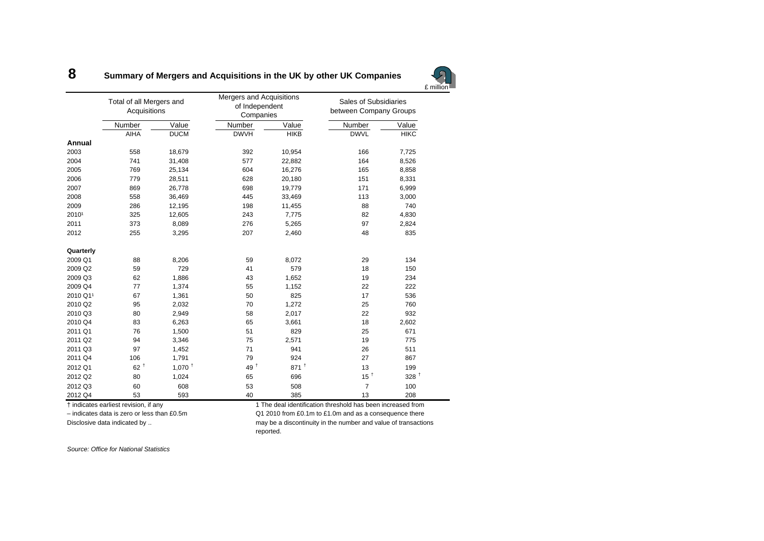# 8 Summary of Mergers and Acquisitions in the UK by other UK Companies

£ million

| | Total of all Mergers and Acquisitions | | Mergers and Acquisitions of Independent Companies | | Sales of Subsidiaries between Company Groups | |
|---|---|---|---|---|---|---|
| | Number | Value | Number | Value | Number | Value |
| | AIHA | DUCM | DWVH | HIKB | DWVL | HIKC |
| **Annual** | | | | | | |
| 2003 | 558 | 18,679 | 392 | 10,954 | 166 | 7,725 |
| 2004 | 741 | 31,408 | 577 | 22,882 | 164 | 8,526 |
| 2005 | 769 | 25,134 | 604 | 16,276 | 165 | 8,858 |
| 2006 | 779 | 28,511 | 628 | 20,180 | 151 | 8,331 |
| 2007 | 869 | 26,778 | 698 | 19,779 | 171 | 6,999 |
| 2008 | 558 | 36,469 | 445 | 33,469 | 113 | 3,000 |
| 2009 | 286 | 12,195 | 198 | 11,455 | 88 | 740 |
| 2010[1] | 325 | 12,605 | 243 | 7,775 | 82 | 4,830 |
| 2011 | 373 | 8,089 | 276 | 5,265 | 97 | 2,824 |
| 2012 | 255 | 3,295 | 207 | 2,460 | 48 | 835 |
| **Quarterly** | | | | | | |
| 2009 Q1 | 88 | 8,206 | 59 | 8,072 | 29 | 134 |
| 2009 Q2 | 59 | 729 | 41 | 579 | 18 | 150 |
| 2009 Q3 | 62 | 1,886 | 43 | 1,652 | 19 | 234 |
| 2009 Q4 | 77 | 1,374 | 55 | 1,152 | 22 | 222 |
| 2010 Q1[1] | 67 | 1,361 | 50 | 825 | 17 | 536 |
| 2010 Q2 | 95 | 2,032 | 70 | 1,272 | 25 | 760 |
| 2010 Q3 | 80 | 2,949 | 58 | 2,017 | 22 | 932 |
| 2010 Q4 | 83 | 6,263 | 65 | 3,661 | 18 | 2,602 |
| 2011 Q1 | 76 | 1,500 | 51 | 829 | 25 | 671 |
| 2011 Q2 | 94 | 3,346 | 75 | 2,571 | 19 | 775 |
| 2011 Q3 | 97 | 1,452 | 71 | 941 | 26 | 511 |
| 2011 Q4 | 106 | 1,791 | 79 | 924 | 27 | 867 |
| 2012 Q1 | 62 † | 1,070 † | 49 † | 871 † | 13 | 199 |
| 2012 Q2 | 80 | 1,024 | 65 | 696 | 15 † | 328 † |
| 2012 Q3 | 60 | 608 | 53 | 508 | 7 | 100 |
| 2012 Q4 | 53 | 593 | 40 | 385 | 13 | 208 |

† indicates earliest revision, if any

– indicates data is zero or less than £0.5m

Disclosive data indicated by ..

1 The deal identification threshold has been increased from Q1 2010 from £0.1m to £1.0m and as a consequence there may be a discontinuity in the number and value of transactions reported.

*Source: Office for National Statistics*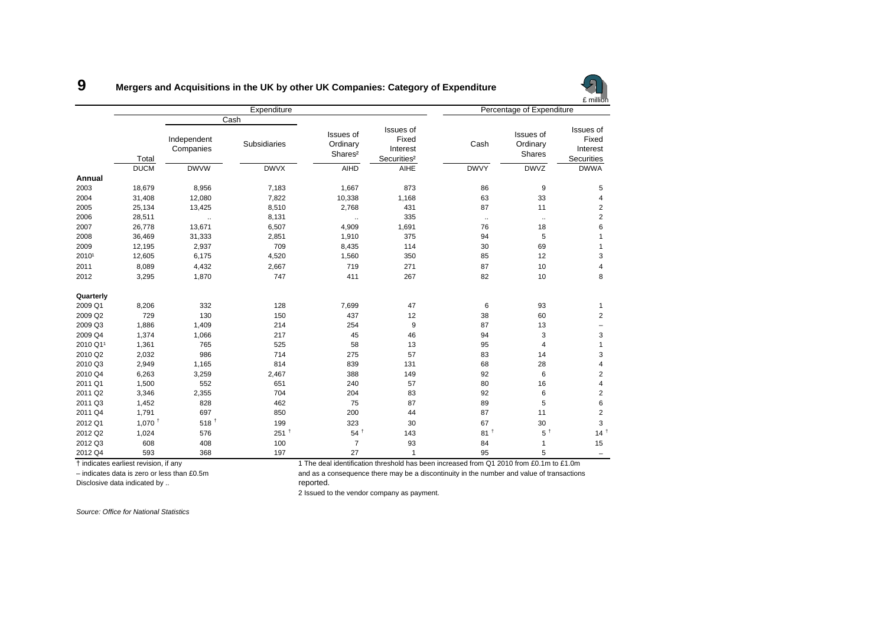# 9 Mergers and Acquisitions in the UK by other UK Companies: Category of Expenditure

£ million

| | Expenditure | | | | | Percentage of Expenditure | | |
|---|---|---|---|---|---|---|---|---|
| | | Cash | | | | | | |
| | Total | Independent Companies | Subsidiaries | Issues of Ordinary Shares[2] | Issues of Fixed Interest Securities[2] | Cash | Issues of Ordinary Shares | Issues of Fixed Interest Securities |
| | DUCM | DWVW | DWVX | AIHD | AIHE | DWVY | DWVZ | DWWA |
| **Annual** | | | | | | | | |
| 2003 | 18,679 | 8,956 | 7,183 | 1,667 | 873 | 86 | 9 | 5 |
| 2004 | 31,408 | 12,080 | 7,822 | 10,338 | 1,168 | 63 | 33 | 4 |
| 2005 | 25,134 | 13,425 | 8,510 | 2,768 | 431 | 87 | 11 | 2 |
| 2006 | 28,511 | .. | 8,131 | .. | 335 | .. | .. | 2 |
| 2007 | 26,778 | 13,671 | 6,507 | 4,909 | 1,691 | 76 | 18 | 6 |
| 2008 | 36,469 | 31,333 | 2,851 | 1,910 | 375 | 94 | 5 | 1 |
| 2009 | 12,195 | 2,937 | 709 | 8,435 | 114 | 30 | 69 | 1 |
| 2010[1] | 12,605 | 6,175 | 4,520 | 1,560 | 350 | 85 | 12 | 3 |
| 2011 | 8,089 | 4,432 | 2,667 | 719 | 271 | 87 | 10 | 4 |
| 2012 | 3,295 | 1,870 | 747 | 411 | 267 | 82 | 10 | 8 |
| **Quarterly** | | | | | | | | |
| 2009 Q1 | 8,206 | 332 | 128 | 7,699 | 47 | 6 | 93 | 1 |
| 2009 Q2 | 729 | 130 | 150 | 437 | 12 | 38 | 60 | 2 |
| 2009 Q3 | 1,886 | 1,409 | 214 | 254 | 9 | 87 | 13 | – |
| 2009 Q4 | 1,374 | 1,066 | 217 | 45 | 46 | 94 | 3 | 3 |
| 2010 Q1[1] | 1,361 | 765 | 525 | 58 | 13 | 95 | 4 | 1 |
| 2010 Q2 | 2,032 | 986 | 714 | 275 | 57 | 83 | 14 | 3 |
| 2010 Q3 | 2,949 | 1,165 | 814 | 839 | 131 | 68 | 28 | 4 |
| 2010 Q4 | 6,263 | 3,259 | 2,467 | 388 | 149 | 92 | 6 | 2 |
| 2011 Q1 | 1,500 | 552 | 651 | 240 | 57 | 80 | 16 | 4 |
| 2011 Q2 | 3,346 | 2,355 | 704 | 204 | 83 | 92 | 6 | 2 |
| 2011 Q3 | 1,452 | 828 | 462 | 75 | 87 | 89 | 5 | 6 |
| 2011 Q4 | 1,791 | 697 | 850 | 200 | 44 | 87 | 11 | 2 |
| 2012 Q1 | 1,070 † | 518 † | 199 | 323 | 30 | 67 | 30 | 3 |
| 2012 Q2 | 1,024 | 576 | 251 † | 54 † | 143 | 81 † | 5 † | 14 † |
| 2012 Q3 | 608 | 408 | 100 | 7 | 93 | 84 | 1 | 15 |
| 2012 Q4 | 593 | 368 | 197 | 27 | 1 | 95 | 5 | – |

† indicates earliest revision, if any

– indicates data is zero or less than £0.5m

Disclosive data indicated by ..

1 The deal identification threshold has been increased from Q1 2010 from £0.1m to £1.0m and as a consequence there may be a discontinuity in the number and value of transactions reported.

2 Issued to the vendor company as payment.

*Source: Office for National Statistics*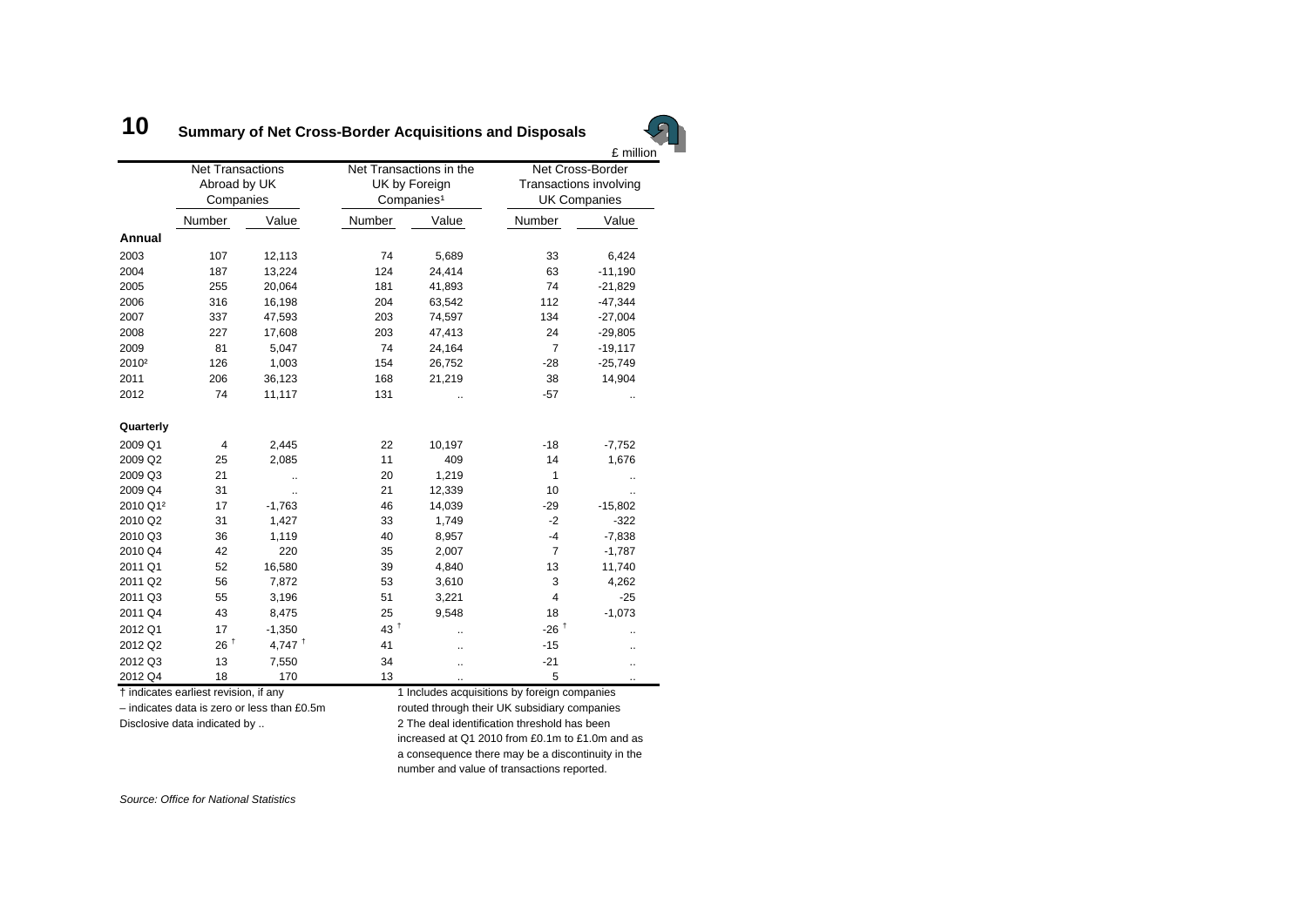# 10 Summary of Net Cross-Border Acquisitions and Disposals

£ million

| | Net Transactions Abroad by UK Companies | | Net Transactions in the UK by Foreign Companies[1] | | Net Cross-Border Transactions involving UK Companies | |
|---|---|---|---|---|---|---|
| | Number | Value | Number | Value | Number | Value |
| **Annual** | | | | | | |
| 2003 | 107 | 12,113 | 74 | 5,689 | 33 | 6,424 |
| 2004 | 187 | 13,224 | 124 | 24,414 | 63 | -11,190 |
| 2005 | 255 | 20,064 | 181 | 41,893 | 74 | -21,829 |
| 2006 | 316 | 16,198 | 204 | 63,542 | 112 | -47,344 |
| 2007 | 337 | 47,593 | 203 | 74,597 | 134 | -27,004 |
| 2008 | 227 | 17,608 | 203 | 47,413 | 24 | -29,805 |
| 2009 | 81 | 5,047 | 74 | 24,164 | 7 | -19,117 |
| 2010[2] | 126 | 1,003 | 154 | 26,752 | -28 | -25,749 |
| 2011 | 206 | 36,123 | 168 | 21,219 | 38 | 14,904 |
| 2012 | 74 | 11,117 | 131 | .. | -57 | .. |
| **Quarterly** | | | | | | |
| 2009 Q1 | 4 | 2,445 | 22 | 10,197 | -18 | -7,752 |
| 2009 Q2 | 25 | 2,085 | 11 | 409 | 14 | 1,676 |
| 2009 Q3 | 21 | .. | 20 | 1,219 | 1 | .. |
| 2009 Q4 | 31 | .. | 21 | 12,339 | 10 | .. |
| 2010 Q1[2] | 17 | -1,763 | 46 | 14,039 | -29 | -15,802 |
| 2010 Q2 | 31 | 1,427 | 33 | 1,749 | -2 | -322 |
| 2010 Q3 | 36 | 1,119 | 40 | 8,957 | -4 | -7,838 |
| 2010 Q4 | 42 | 220 | 35 | 2,007 | 7 | -1,787 |
| 2011 Q1 | 52 | 16,580 | 39 | 4,840 | 13 | 11,740 |
| 2011 Q2 | 56 | 7,872 | 53 | 3,610 | 3 | 4,262 |
| 2011 Q3 | 55 | 3,196 | 51 | 3,221 | 4 | -25 |
| 2011 Q4 | 43 | 8,475 | 25 | 9,548 | 18 | -1,073 |
| 2012 Q1 | 17 | -1,350 | 43 † | .. | -26 † | .. |
| 2012 Q2 | 26 † | 4,747 † | 41 | .. | -15 | .. |
| 2012 Q3 | 13 | 7,550 | 34 | .. | -21 | .. |
| 2012 Q4 | 18 | 170 | 13 | .. | 5 | .. |

† indicates earliest revision, if any

– indicates data is zero or less than £0.5m

Disclosive data indicated by ..

1 Includes acquisitions by foreign companies routed through their UK subsidiary companies

2 The deal identification threshold has been increased at Q1 2010 from £0.1m to £1.0m and as a consequence there may be a discontinuity in the number and value of transactions reported.

*Source: Office for National Statistics*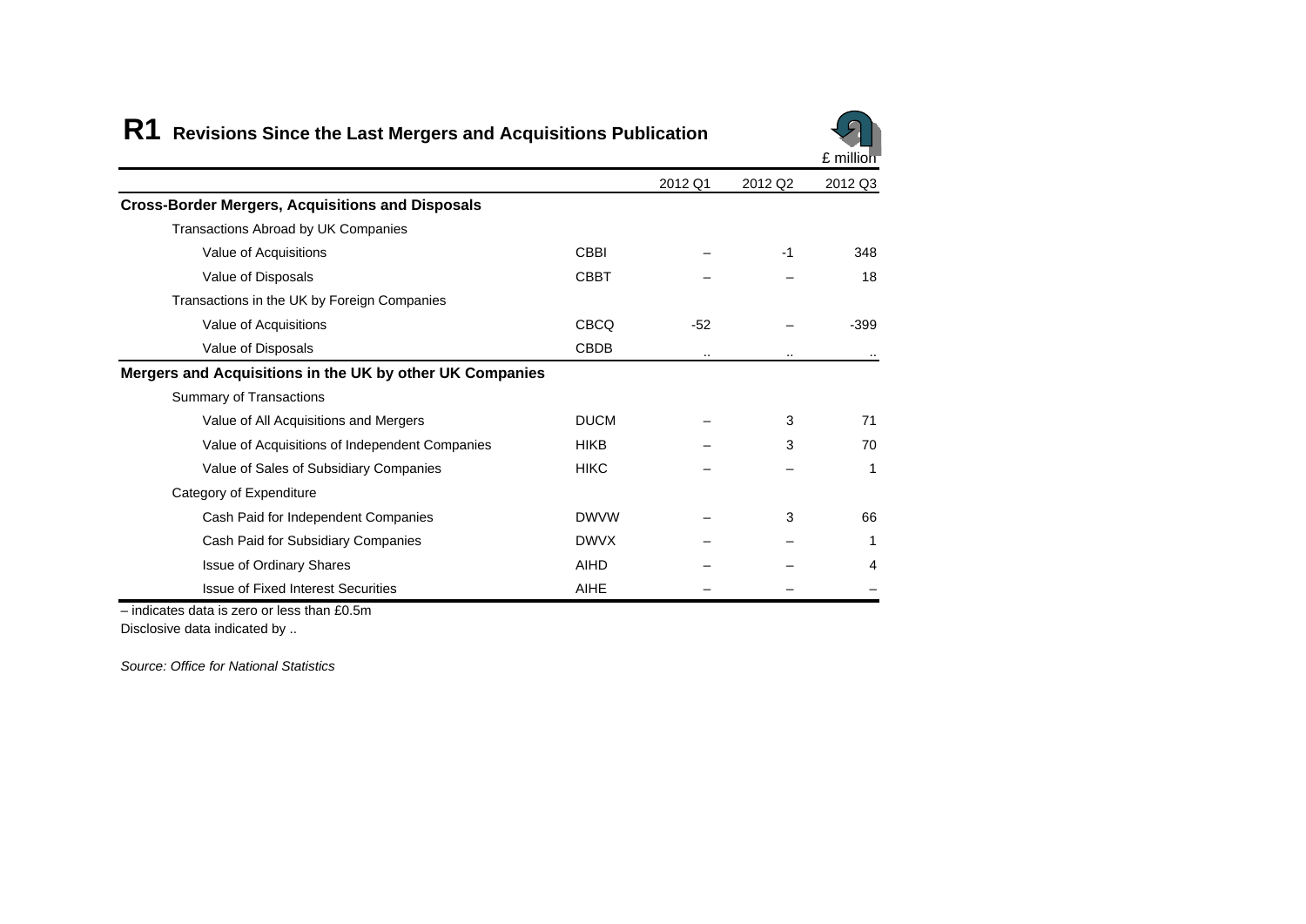# R1 Revisions Since the Last Mergers and Acquisitions Publication

£ million

| | | 2012 Q1 | 2012 Q2 | 2012 Q3 |
|---|---|---|---|---|
| **Cross-Border Mergers, Acquisitions and Disposals** | | | | |
| Transactions Abroad by UK Companies | | | | |
| Value of Acquisitions | CBBI | – | -1 | 348 |
| Value of Disposals | CBBT | – | – | 18 |
| Transactions in the UK by Foreign Companies | | | | |
| Value of Acquisitions | CBCQ | -52 | – | -399 |
| Value of Disposals | CBDB | .. | .. | .. |
| **Mergers and Acquisitions in the UK by other UK Companies** | | | | |
| Summary of Transactions | | | | |
| Value of All Acquisitions and Mergers | DUCM | – | 3 | 71 |
| Value of Acquisitions of Independent Companies | HIKB | – | 3 | 70 |
| Value of Sales of Subsidiary Companies | HIKC | – | – | 1 |
| Category of Expenditure | | | | |
| Cash Paid for Independent Companies | DWVW | – | 3 | 66 |
| Cash Paid for Subsidiary Companies | DWVX | – | – | 1 |
| Issue of Ordinary Shares | AIHD | – | – | 4 |
| Issue of Fixed Interest Securities | AIHE | – | – | – |

– indicates data is zero or less than £0.5m

Disclosive data indicated by ..

*Source: Office for National Statistics*